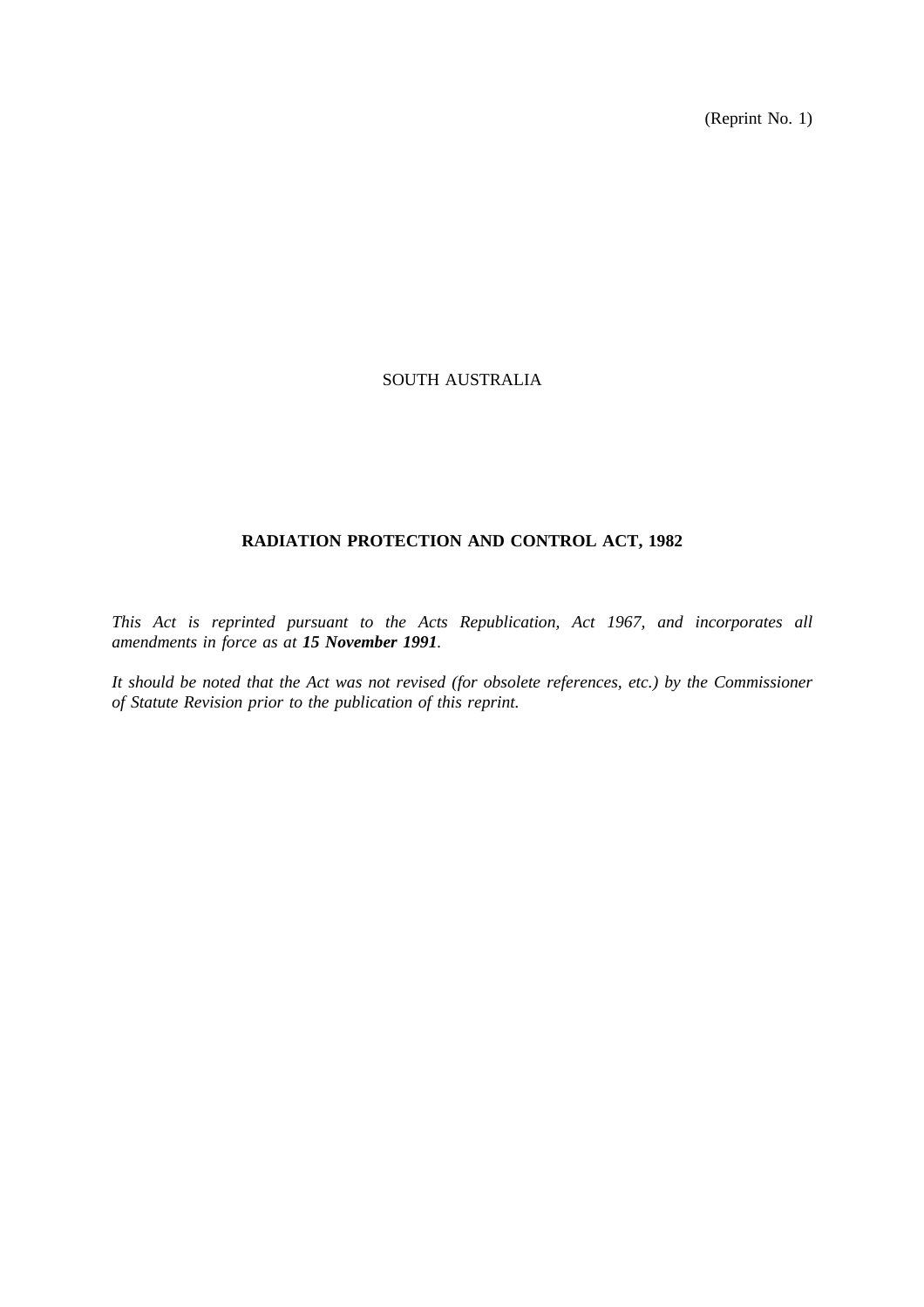(Reprint No. 1)

SOUTH AUSTRALIA

# RADIATION PROTECTION AND CONTROL ACT, 1982

*This Act is reprinted pursuant to the Acts Republication, Act 1967, and incorporates all amendments in force as at **15 November 1991**.*

*It should be noted that the Act was not revised (for obsolete references, etc.) by the Commissioner of Statute Revision prior to the publication of this reprint.*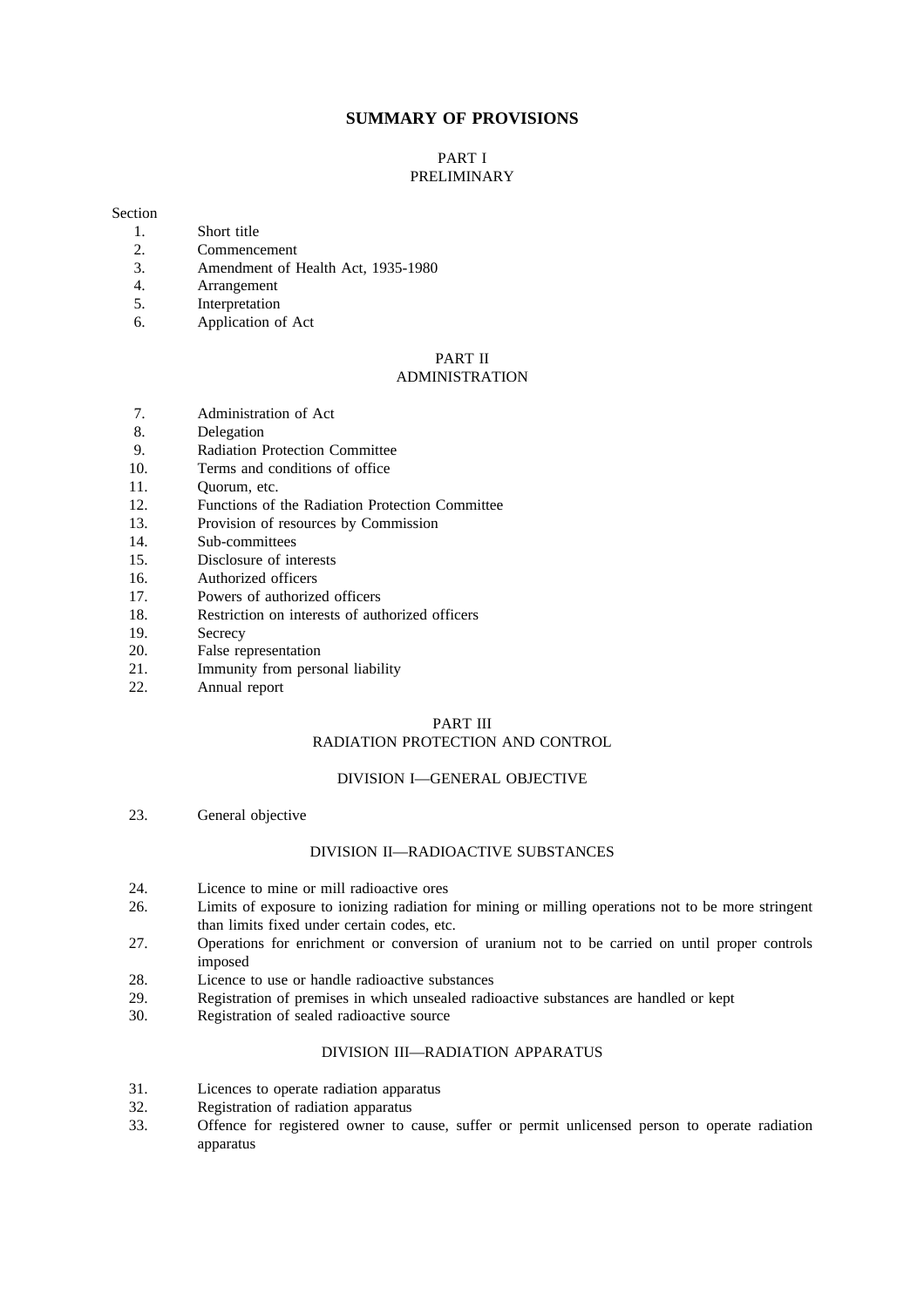## SUMMARY OF PROVISIONS

### PART I
### PRELIMINARY

Section

1. Short title
2. Commencement
3. Amendment of Health Act, 1935-1980
4. Arrangement
5. Interpretation
6. Application of Act

### PART II
### ADMINISTRATION

7. Administration of Act
8. Delegation
9. Radiation Protection Committee
10. Terms and conditions of office
11. Quorum, etc.
12. Functions of the Radiation Protection Committee
13. Provision of resources by Commission
14. Sub-committees
15. Disclosure of interests
16. Authorized officers
17. Powers of authorized officers
18. Restriction on interests of authorized officers
19. Secrecy
20. False representation
21. Immunity from personal liability
22. Annual report

### PART III
### RADIATION PROTECTION AND CONTROL

#### DIVISION I—GENERAL OBJECTIVE

23. General objective

#### DIVISION II—RADIOACTIVE SUBSTANCES

24. Licence to mine or mill radioactive ores
26. Limits of exposure to ionizing radiation for mining or milling operations not to be more stringent than limits fixed under certain codes, etc.
27. Operations for enrichment or conversion of uranium not to be carried on until proper controls imposed
28. Licence to use or handle radioactive substances
29. Registration of premises in which unsealed radioactive substances are handled or kept
30. Registration of sealed radioactive source

#### DIVISION III—RADIATION APPARATUS

31. Licences to operate radiation apparatus
32. Registration of radiation apparatus
33. Offence for registered owner to cause, suffer or permit unlicensed person to operate radiation apparatus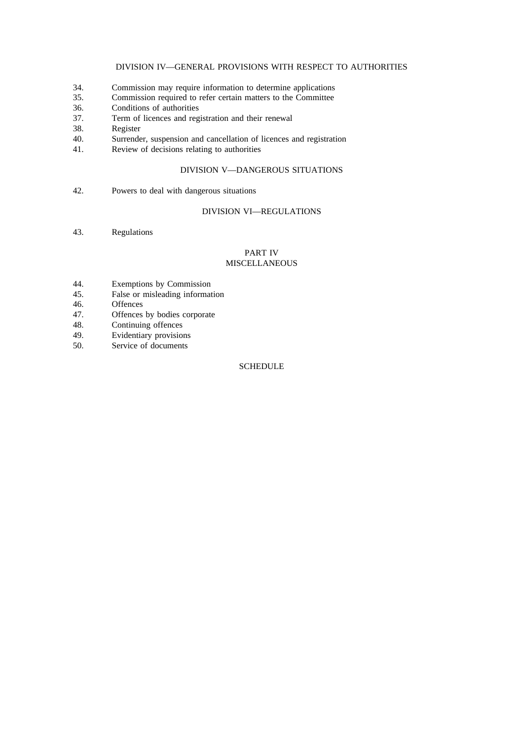### DIVISION IV—GENERAL PROVISIONS WITH RESPECT TO AUTHORITIES

34. Commission may require information to determine applications
35. Commission required to refer certain matters to the Committee
36. Conditions of authorities
37. Term of licences and registration and their renewal
38. Register
40. Surrender, suspension and cancellation of licences and registration
41. Review of decisions relating to authorities

### DIVISION V—DANGEROUS SITUATIONS

42. Powers to deal with dangerous situations

### DIVISION VI—REGULATIONS

43. Regulations

## PART IV
## MISCELLANEOUS

44. Exemptions by Commission
45. False or misleading information
46. Offences
47. Offences by bodies corporate
48. Continuing offences
49. Evidentiary provisions
50. Service of documents

## SCHEDULE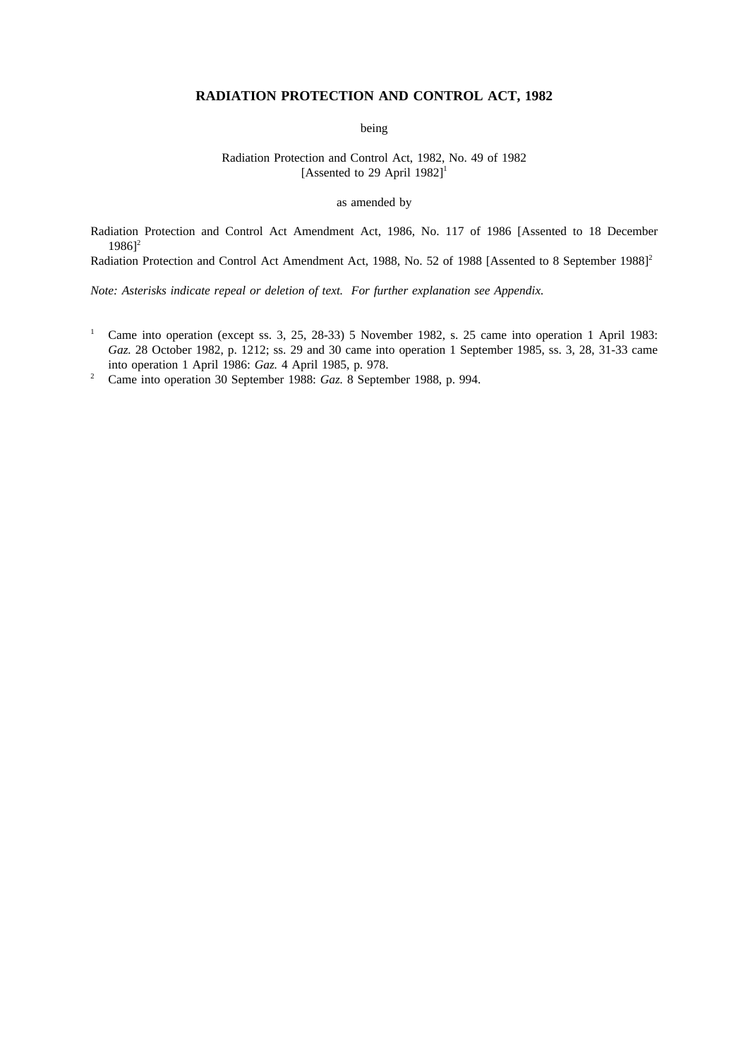**RADIATION PROTECTION AND CONTROL ACT, 1982**

being

Radiation Protection and Control Act, 1982, No. 49 of 1982
[Assented to 29 April 1982][1]

as amended by

Radiation Protection and Control Act Amendment Act, 1986, No. 117 of 1986 [Assented to 18 December 1986][2]
Radiation Protection and Control Act Amendment Act, 1988, No. 52 of 1988 [Assented to 8 September 1988][2]

*Note: Asterisks indicate repeal or deletion of text. For further explanation see Appendix.*

[1] Came into operation (except ss. 3, 25, 28-33) 5 November 1982, s. 25 came into operation 1 April 1983: *Gaz.* 28 October 1982, p. 1212; ss. 29 and 30 came into operation 1 September 1985, ss. 3, 28, 31-33 came into operation 1 April 1986: *Gaz.* 4 April 1985, p. 978.

[2] Came into operation 30 September 1988: *Gaz.* 8 September 1988, p. 994.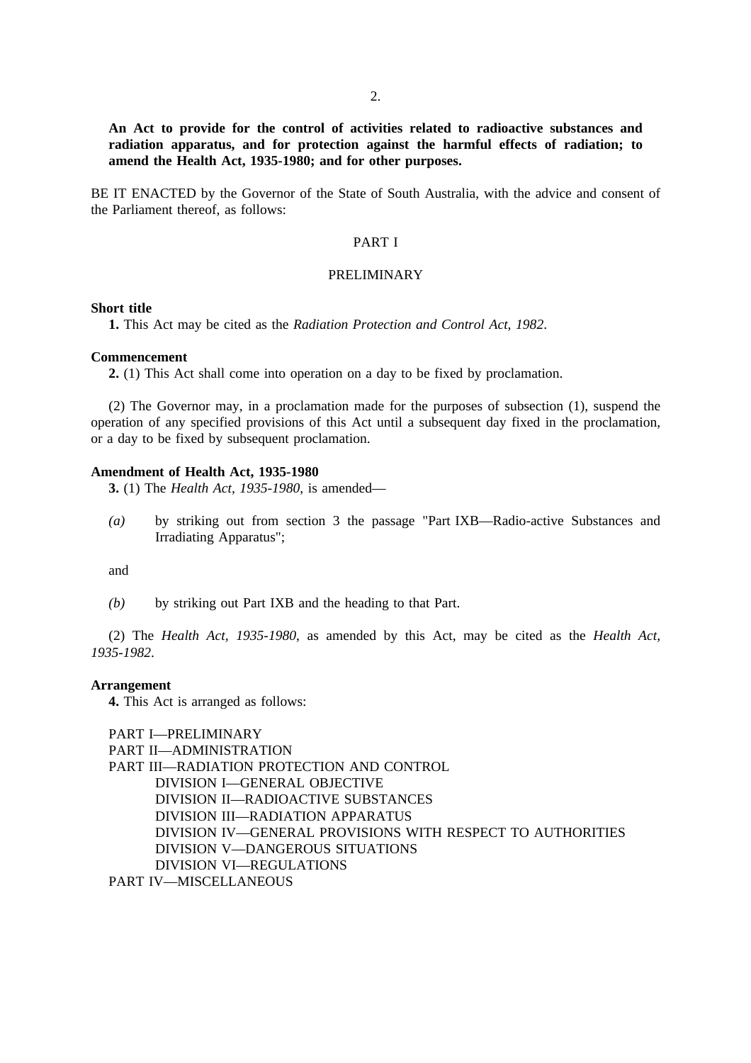**An Act to provide for the control of activities related to radioactive substances and radiation apparatus, and for protection against the harmful effects of radiation; to amend the Health Act, 1935-1980; and for other purposes.**

BE IT ENACTED by the Governor of the State of South Australia, with the advice and consent of the Parliament thereof, as follows:

## PART I

## PRELIMINARY

**Short title**

**1.** This Act may be cited as the *Radiation Protection and Control Act, 1982*.

**Commencement**

**2.** (1) This Act shall come into operation on a day to be fixed by proclamation.

(2) The Governor may, in a proclamation made for the purposes of subsection (1), suspend the operation of any specified provisions of this Act until a subsequent day fixed in the proclamation, or a day to be fixed by subsequent proclamation.

**Amendment of Health Act, 1935-1980**

**3.** (1) The *Health Act, 1935-1980*, is amended—

*(a)* by striking out from section 3 the passage "Part IXB—Radio-active Substances and Irradiating Apparatus";

and

*(b)* by striking out Part IXB and the heading to that Part.

(2) The *Health Act, 1935-1980*, as amended by this Act, may be cited as the *Health Act, 1935-1982*.

**Arrangement**

**4.** This Act is arranged as follows:

PART I—PRELIMINARY
PART II—ADMINISTRATION
PART III—RADIATION PROTECTION AND CONTROL
 DIVISION I—GENERAL OBJECTIVE
 DIVISION II—RADIOACTIVE SUBSTANCES
 DIVISION III—RADIATION APPARATUS
 DIVISION IV—GENERAL PROVISIONS WITH RESPECT TO AUTHORITIES
 DIVISION V—DANGEROUS SITUATIONS
 DIVISION VI—REGULATIONS
PART IV—MISCELLANEOUS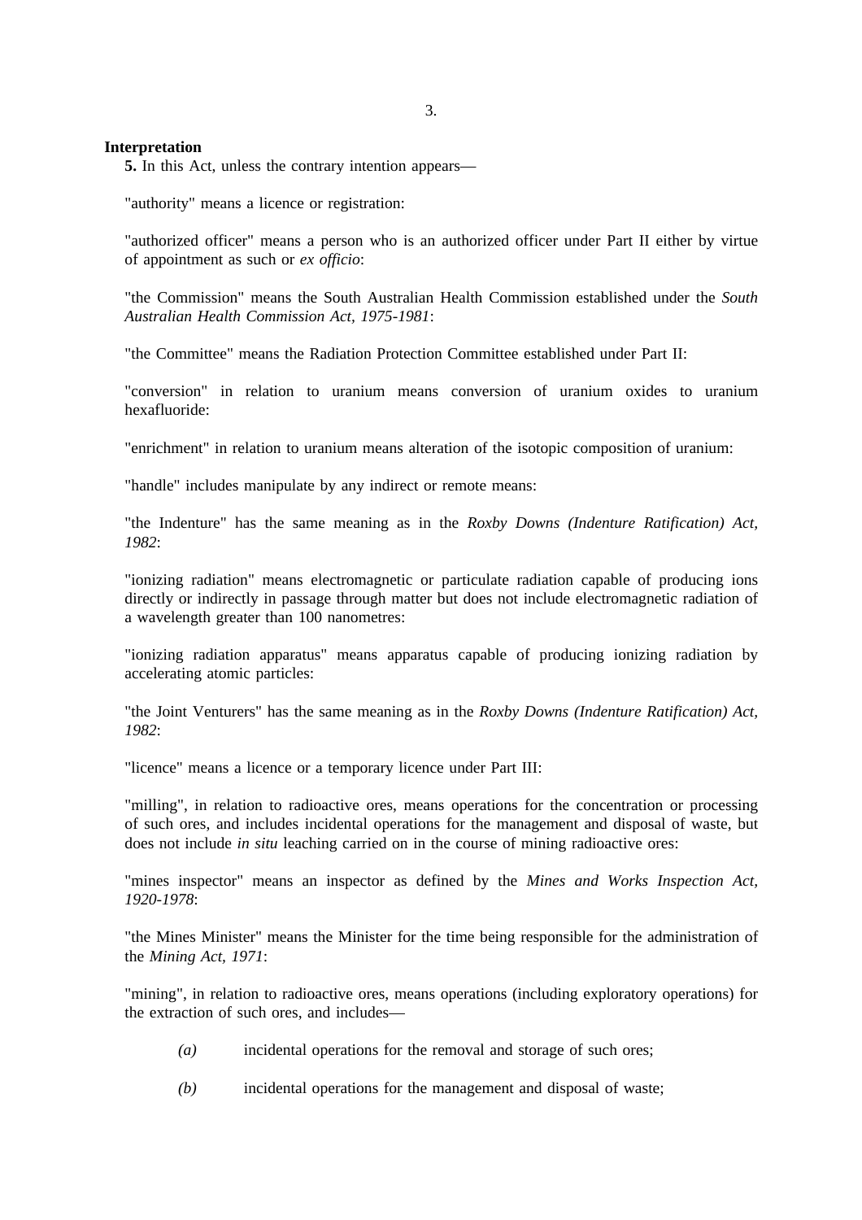**Interpretation**

**5.** In this Act, unless the contrary intention appears—

"authority" means a licence or registration:

"authorized officer" means a person who is an authorized officer under Part II either by virtue of appointment as such or *ex officio*:

"the Commission" means the South Australian Health Commission established under the *South Australian Health Commission Act, 1975-1981*:

"the Committee" means the Radiation Protection Committee established under Part II:

"conversion" in relation to uranium means conversion of uranium oxides to uranium hexafluoride:

"enrichment" in relation to uranium means alteration of the isotopic composition of uranium:

"handle" includes manipulate by any indirect or remote means:

"the Indenture" has the same meaning as in the *Roxby Downs (Indenture Ratification) Act, 1982*:

"ionizing radiation" means electromagnetic or particulate radiation capable of producing ions directly or indirectly in passage through matter but does not include electromagnetic radiation of a wavelength greater than 100 nanometres:

"ionizing radiation apparatus" means apparatus capable of producing ionizing radiation by accelerating atomic particles:

"the Joint Venturers" has the same meaning as in the *Roxby Downs (Indenture Ratification) Act, 1982*:

"licence" means a licence or a temporary licence under Part III:

"milling", in relation to radioactive ores, means operations for the concentration or processing of such ores, and includes incidental operations for the management and disposal of waste, but does not include *in situ* leaching carried on in the course of mining radioactive ores:

"mines inspector" means an inspector as defined by the *Mines and Works Inspection Act, 1920-1978*:

"the Mines Minister" means the Minister for the time being responsible for the administration of the *Mining Act, 1971*:

"mining", in relation to radioactive ores, means operations (including exploratory operations) for the extraction of such ores, and includes—

*(a)* incidental operations for the removal and storage of such ores;

*(b)* incidental operations for the management and disposal of waste;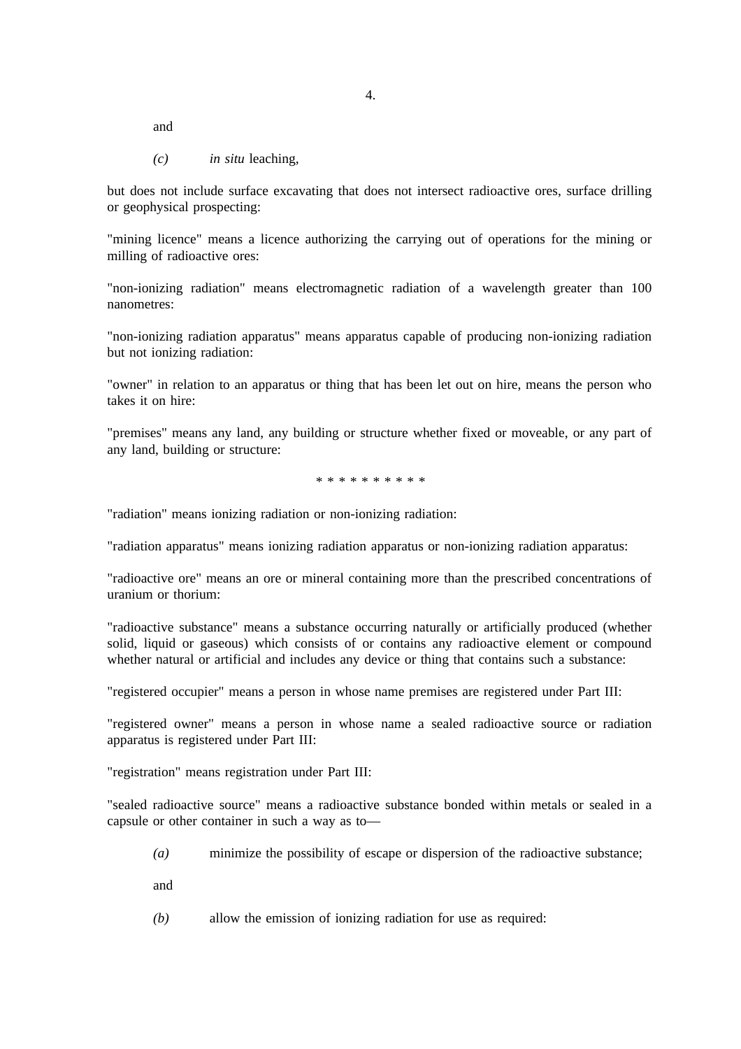and

*(c)* *in situ* leaching,

but does not include surface excavating that does not intersect radioactive ores, surface drilling or geophysical prospecting:

"mining licence" means a licence authorizing the carrying out of operations for the mining or milling of radioactive ores:

"non-ionizing radiation" means electromagnetic radiation of a wavelength greater than 100 nanometres:

"non-ionizing radiation apparatus" means apparatus capable of producing non-ionizing radiation but not ionizing radiation:

"owner" in relation to an apparatus or thing that has been let out on hire, means the person who takes it on hire:

"premises" means any land, any building or structure whether fixed or moveable, or any part of any land, building or structure:

* * * * * * * * * *

"radiation" means ionizing radiation or non-ionizing radiation:

"radiation apparatus" means ionizing radiation apparatus or non-ionizing radiation apparatus:

"radioactive ore" means an ore or mineral containing more than the prescribed concentrations of uranium or thorium:

"radioactive substance" means a substance occurring naturally or artificially produced (whether solid, liquid or gaseous) which consists of or contains any radioactive element or compound whether natural or artificial and includes any device or thing that contains such a substance:

"registered occupier" means a person in whose name premises are registered under Part III:

"registered owner" means a person in whose name a sealed radioactive source or radiation apparatus is registered under Part III:

"registration" means registration under Part III:

"sealed radioactive source" means a radioactive substance bonded within metals or sealed in a capsule or other container in such a way as to—

*(a)* minimize the possibility of escape or dispersion of the radioactive substance;

and

*(b)* allow the emission of ionizing radiation for use as required: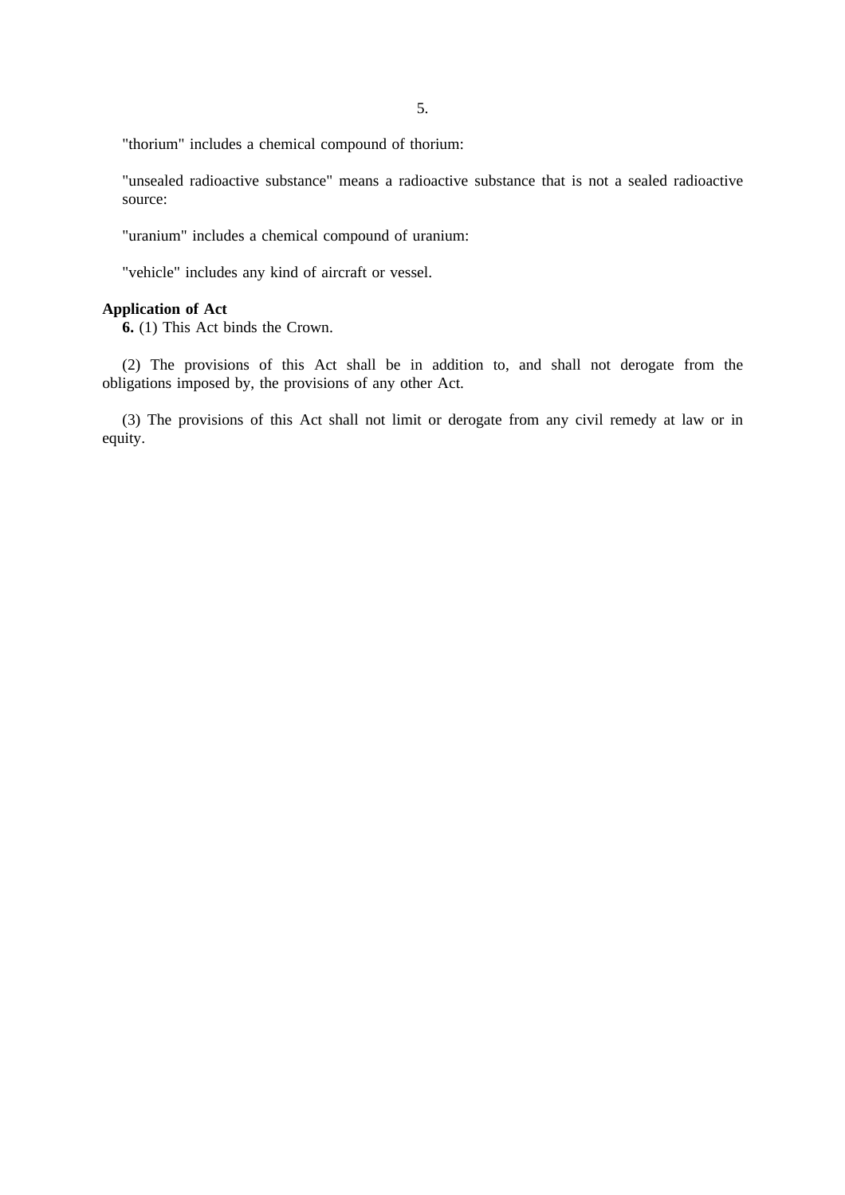"thorium" includes a chemical compound of thorium:

"unsealed radioactive substance" means a radioactive substance that is not a sealed radioactive source:

"uranium" includes a chemical compound of uranium:

"vehicle" includes any kind of aircraft or vessel.

**Application of Act**

**6.** (1) This Act binds the Crown.

(2) The provisions of this Act shall be in addition to, and shall not derogate from the obligations imposed by, the provisions of any other Act.

(3) The provisions of this Act shall not limit or derogate from any civil remedy at law or in equity.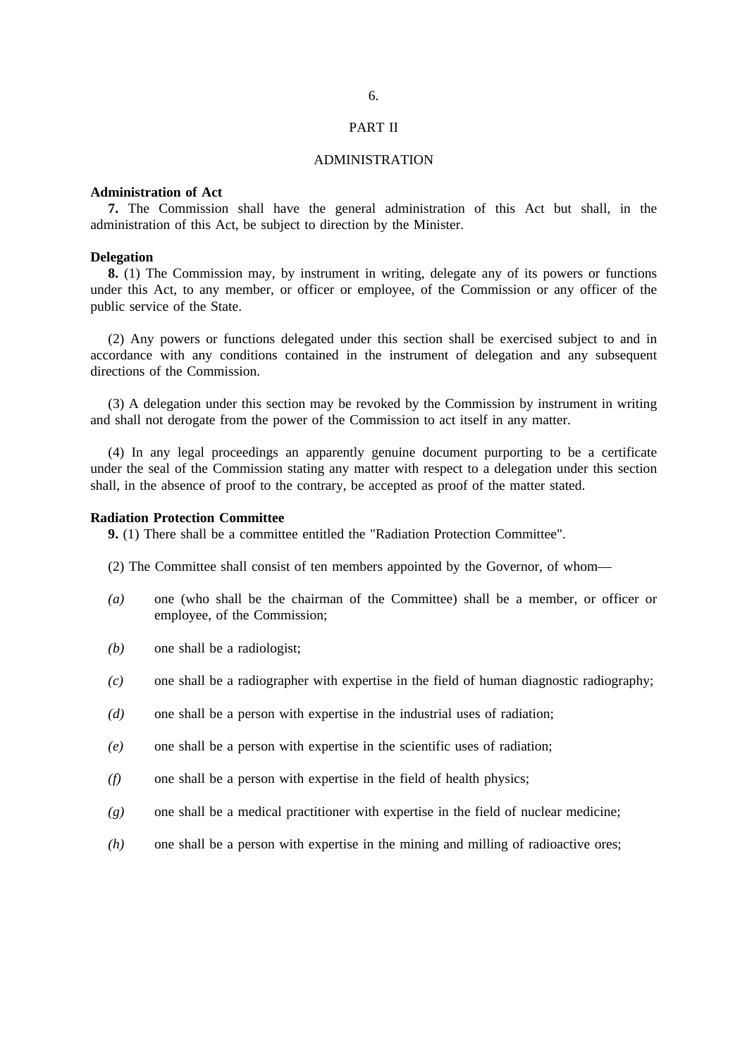## PART II

## ADMINISTRATION

**Administration of Act**

**7.** The Commission shall have the general administration of this Act but shall, in the administration of this Act, be subject to direction by the Minister.

**Delegation**

**8.** (1) The Commission may, by instrument in writing, delegate any of its powers or functions under this Act, to any member, or officer or employee, of the Commission or any officer of the public service of the State.

(2) Any powers or functions delegated under this section shall be exercised subject to and in accordance with any conditions contained in the instrument of delegation and any subsequent directions of the Commission.

(3) A delegation under this section may be revoked by the Commission by instrument in writing and shall not derogate from the power of the Commission to act itself in any matter.

(4) In any legal proceedings an apparently genuine document purporting to be a certificate under the seal of the Commission stating any matter with respect to a delegation under this section shall, in the absence of proof to the contrary, be accepted as proof of the matter stated.

**Radiation Protection Committee**

**9.** (1) There shall be a committee entitled the "Radiation Protection Committee".

(2) The Committee shall consist of ten members appointed by the Governor, of whom—

*(a)* one (who shall be the chairman of the Committee) shall be a member, or officer or employee, of the Commission;

*(b)* one shall be a radiologist;

*(c)* one shall be a radiographer with expertise in the field of human diagnostic radiography;

*(d)* one shall be a person with expertise in the industrial uses of radiation;

*(e)* one shall be a person with expertise in the scientific uses of radiation;

*(f)* one shall be a person with expertise in the field of health physics;

*(g)* one shall be a medical practitioner with expertise in the field of nuclear medicine;

*(h)* one shall be a person with expertise in the mining and milling of radioactive ores;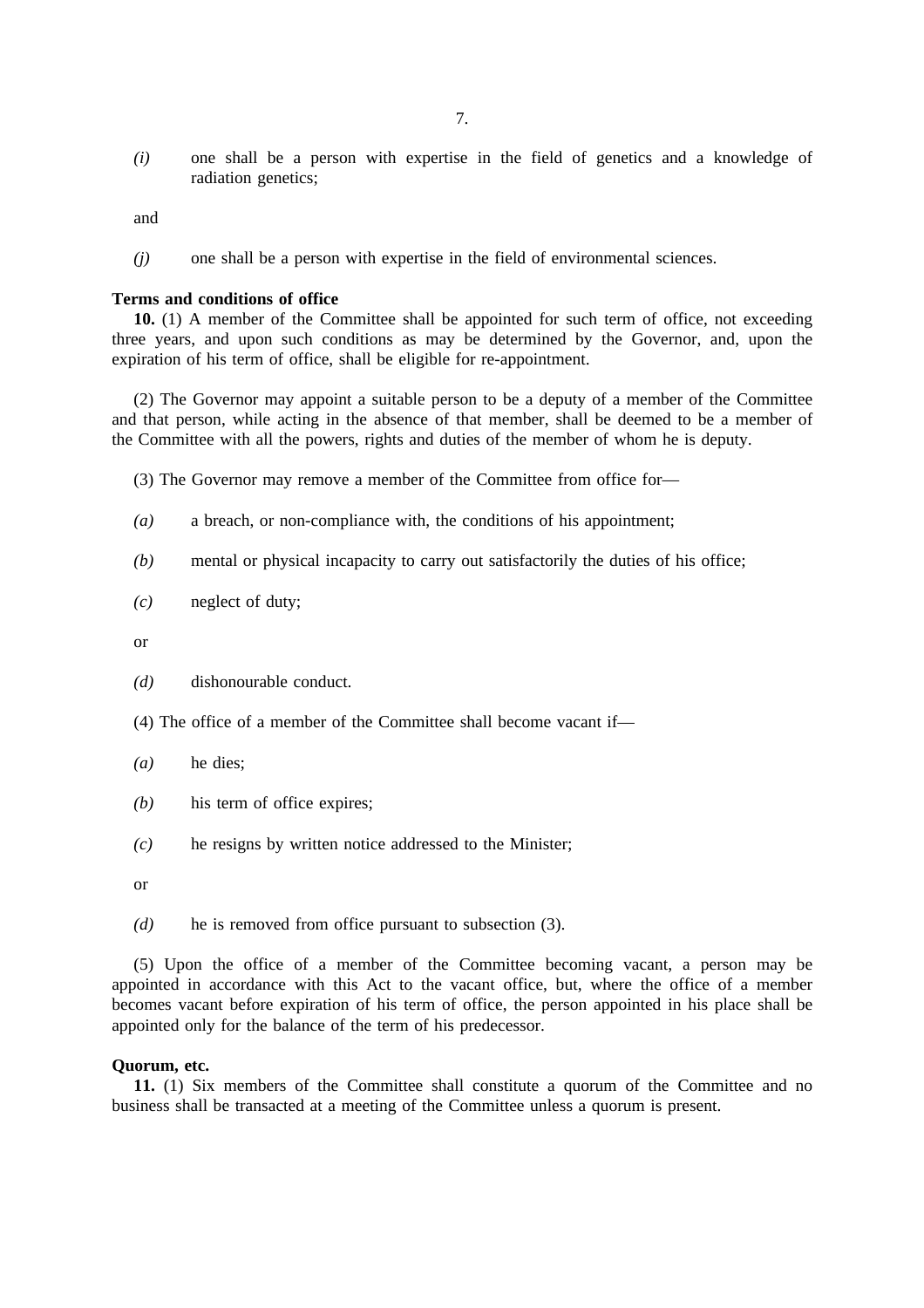*(i)* one shall be a person with expertise in the field of genetics and a knowledge of radiation genetics;

and

*(j)* one shall be a person with expertise in the field of environmental sciences.

**Terms and conditions of office**

**10.** (1) A member of the Committee shall be appointed for such term of office, not exceeding three years, and upon such conditions as may be determined by the Governor, and, upon the expiration of his term of office, shall be eligible for re-appointment.

(2) The Governor may appoint a suitable person to be a deputy of a member of the Committee and that person, while acting in the absence of that member, shall be deemed to be a member of the Committee with all the powers, rights and duties of the member of whom he is deputy.

(3) The Governor may remove a member of the Committee from office for—

*(a)* a breach, or non-compliance with, the conditions of his appointment;

*(b)* mental or physical incapacity to carry out satisfactorily the duties of his office;

*(c)* neglect of duty;

or

*(d)* dishonourable conduct.

(4) The office of a member of the Committee shall become vacant if—

*(a)* he dies;

*(b)* his term of office expires;

*(c)* he resigns by written notice addressed to the Minister;

or

*(d)* he is removed from office pursuant to subsection (3).

(5) Upon the office of a member of the Committee becoming vacant, a person may be appointed in accordance with this Act to the vacant office, but, where the office of a member becomes vacant before expiration of his term of office, the person appointed in his place shall be appointed only for the balance of the term of his predecessor.

**Quorum, etc.**

**11.** (1) Six members of the Committee shall constitute a quorum of the Committee and no business shall be transacted at a meeting of the Committee unless a quorum is present.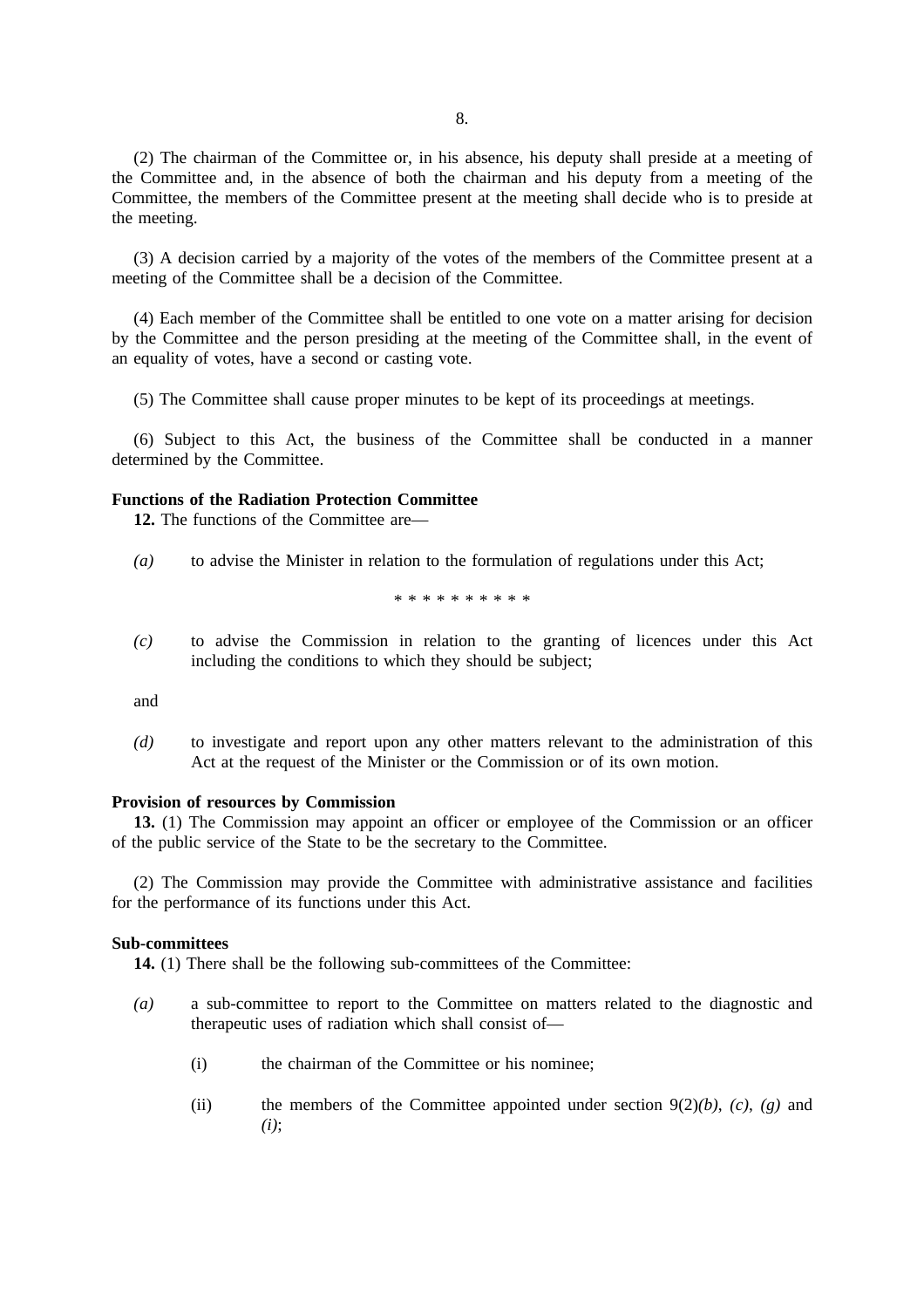(2) The chairman of the Committee or, in his absence, his deputy shall preside at a meeting of the Committee and, in the absence of both the chairman and his deputy from a meeting of the Committee, the members of the Committee present at the meeting shall decide who is to preside at the meeting.

(3) A decision carried by a majority of the votes of the members of the Committee present at a meeting of the Committee shall be a decision of the Committee.

(4) Each member of the Committee shall be entitled to one vote on a matter arising for decision by the Committee and the person presiding at the meeting of the Committee shall, in the event of an equality of votes, have a second or casting vote.

(5) The Committee shall cause proper minutes to be kept of its proceedings at meetings.

(6) Subject to this Act, the business of the Committee shall be conducted in a manner determined by the Committee.

**Functions of the Radiation Protection Committee**

**12.** The functions of the Committee are—

*(a)* to advise the Minister in relation to the formulation of regulations under this Act;

* * * * * * * * * *

*(c)* to advise the Commission in relation to the granting of licences under this Act including the conditions to which they should be subject;

and

*(d)* to investigate and report upon any other matters relevant to the administration of this Act at the request of the Minister or the Commission or of its own motion.

**Provision of resources by Commission**

**13.** (1) The Commission may appoint an officer or employee of the Commission or an officer of the public service of the State to be the secretary to the Committee.

(2) The Commission may provide the Committee with administrative assistance and facilities for the performance of its functions under this Act.

**Sub-committees**

**14.** (1) There shall be the following sub-committees of the Committee:

*(a)* a sub-committee to report to the Committee on matters related to the diagnostic and therapeutic uses of radiation which shall consist of—

(i) the chairman of the Committee or his nominee;

(ii) the members of the Committee appointed under section 9(2)*(b)*, *(c)*, *(g)* and *(i)*;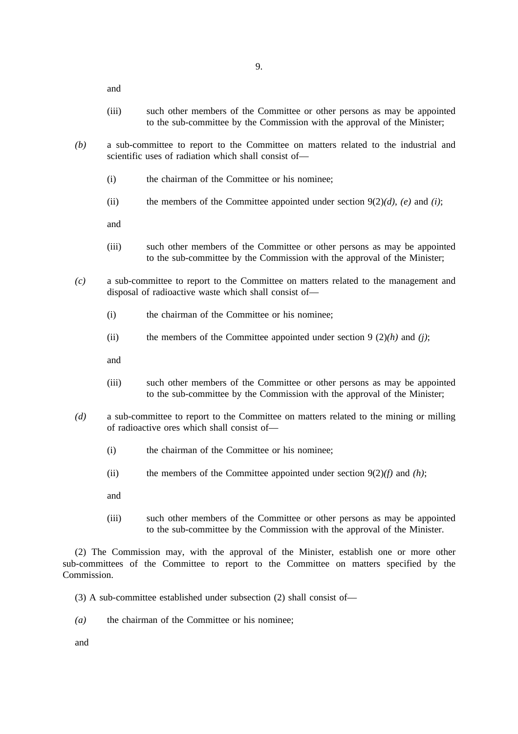and

(iii) such other members of the Committee or other persons as may be appointed to the sub-committee by the Commission with the approval of the Minister;

*(b)* a sub-committee to report to the Committee on matters related to the industrial and scientific uses of radiation which shall consist of—

(i) the chairman of the Committee or his nominee;

(ii) the members of the Committee appointed under section 9(2)*(d)*, *(e)* and *(i)*;

and

(iii) such other members of the Committee or other persons as may be appointed to the sub-committee by the Commission with the approval of the Minister;

*(c)* a sub-committee to report to the Committee on matters related to the management and disposal of radioactive waste which shall consist of—

(i) the chairman of the Committee or his nominee;

(ii) the members of the Committee appointed under section 9 (2)*(h)* and *(j)*;

and

(iii) such other members of the Committee or other persons as may be appointed to the sub-committee by the Commission with the approval of the Minister;

*(d)* a sub-committee to report to the Committee on matters related to the mining or milling of radioactive ores which shall consist of—

(i) the chairman of the Committee or his nominee;

(ii) the members of the Committee appointed under section 9(2)*(f)* and *(h)*;

and

(iii) such other members of the Committee or other persons as may be appointed to the sub-committee by the Commission with the approval of the Minister.

(2) The Commission may, with the approval of the Minister, establish one or more other sub-committees of the Committee to report to the Committee on matters specified by the Commission.

(3) A sub-committee established under subsection (2) shall consist of—

*(a)* the chairman of the Committee or his nominee;

and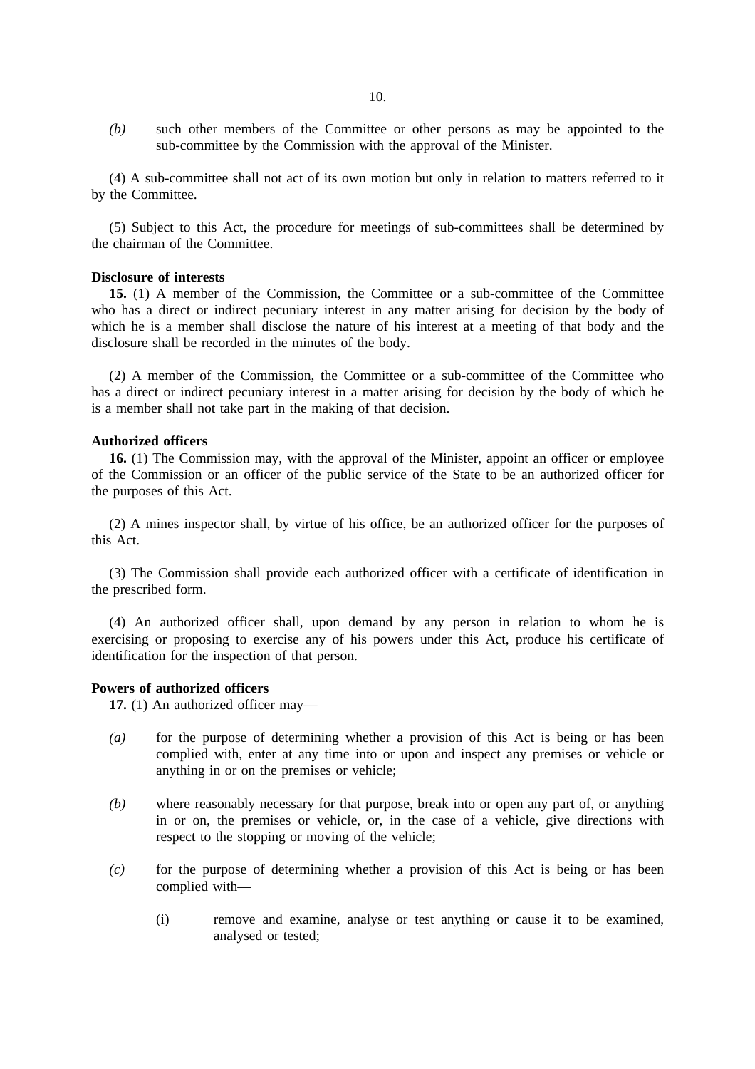*(b)* such other members of the Committee or other persons as may be appointed to the sub-committee by the Commission with the approval of the Minister.

(4) A sub-committee shall not act of its own motion but only in relation to matters referred to it by the Committee.

(5) Subject to this Act, the procedure for meetings of sub-committees shall be determined by the chairman of the Committee.

**Disclosure of interests**

**15.** (1) A member of the Commission, the Committee or a sub-committee of the Committee who has a direct or indirect pecuniary interest in any matter arising for decision by the body of which he is a member shall disclose the nature of his interest at a meeting of that body and the disclosure shall be recorded in the minutes of the body.

(2) A member of the Commission, the Committee or a sub-committee of the Committee who has a direct or indirect pecuniary interest in a matter arising for decision by the body of which he is a member shall not take part in the making of that decision.

**Authorized officers**

**16.** (1) The Commission may, with the approval of the Minister, appoint an officer or employee of the Commission or an officer of the public service of the State to be an authorized officer for the purposes of this Act.

(2) A mines inspector shall, by virtue of his office, be an authorized officer for the purposes of this Act.

(3) The Commission shall provide each authorized officer with a certificate of identification in the prescribed form.

(4) An authorized officer shall, upon demand by any person in relation to whom he is exercising or proposing to exercise any of his powers under this Act, produce his certificate of identification for the inspection of that person.

**Powers of authorized officers**

**17.** (1) An authorized officer may—

*(a)* for the purpose of determining whether a provision of this Act is being or has been complied with, enter at any time into or upon and inspect any premises or vehicle or anything in or on the premises or vehicle;

*(b)* where reasonably necessary for that purpose, break into or open any part of, or anything in or on, the premises or vehicle, or, in the case of a vehicle, give directions with respect to the stopping or moving of the vehicle;

*(c)* for the purpose of determining whether a provision of this Act is being or has been complied with—

(i) remove and examine, analyse or test anything or cause it to be examined, analysed or tested;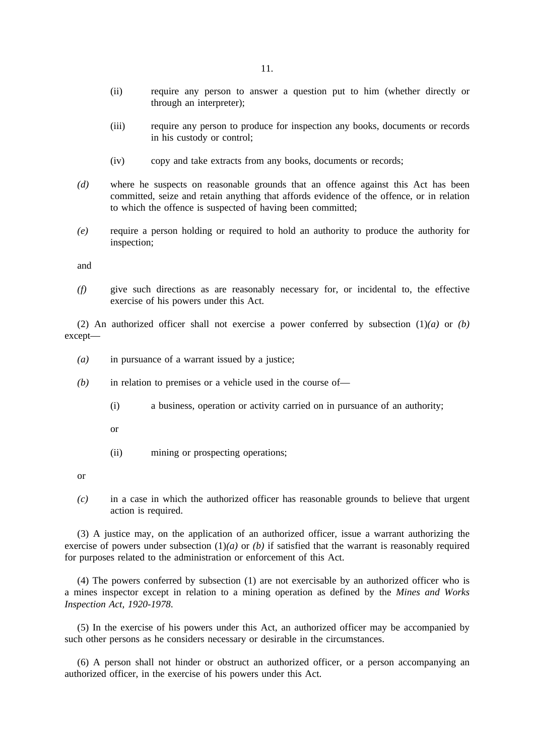(ii) require any person to answer a question put to him (whether directly or through an interpreter);

(iii) require any person to produce for inspection any books, documents or records in his custody or control;

(iv) copy and take extracts from any books, documents or records;

*(d)* where he suspects on reasonable grounds that an offence against this Act has been committed, seize and retain anything that affords evidence of the offence, or in relation to which the offence is suspected of having been committed;

*(e)* require a person holding or required to hold an authority to produce the authority for inspection;

and

*(f)* give such directions as are reasonably necessary for, or incidental to, the effective exercise of his powers under this Act.

(2) An authorized officer shall not exercise a power conferred by subsection (1)*(a)* or *(b)* except—

*(a)* in pursuance of a warrant issued by a justice;

*(b)* in relation to premises or a vehicle used in the course of—

(i) a business, operation or activity carried on in pursuance of an authority;

or

(ii) mining or prospecting operations;

or

*(c)* in a case in which the authorized officer has reasonable grounds to believe that urgent action is required.

(3) A justice may, on the application of an authorized officer, issue a warrant authorizing the exercise of powers under subsection (1)*(a)* or *(b)* if satisfied that the warrant is reasonably required for purposes related to the administration or enforcement of this Act.

(4) The powers conferred by subsection (1) are not exercisable by an authorized officer who is a mines inspector except in relation to a mining operation as defined by the *Mines and Works Inspection Act, 1920-1978.*

(5) In the exercise of his powers under this Act, an authorized officer may be accompanied by such other persons as he considers necessary or desirable in the circumstances.

(6) A person shall not hinder or obstruct an authorized officer, or a person accompanying an authorized officer, in the exercise of his powers under this Act.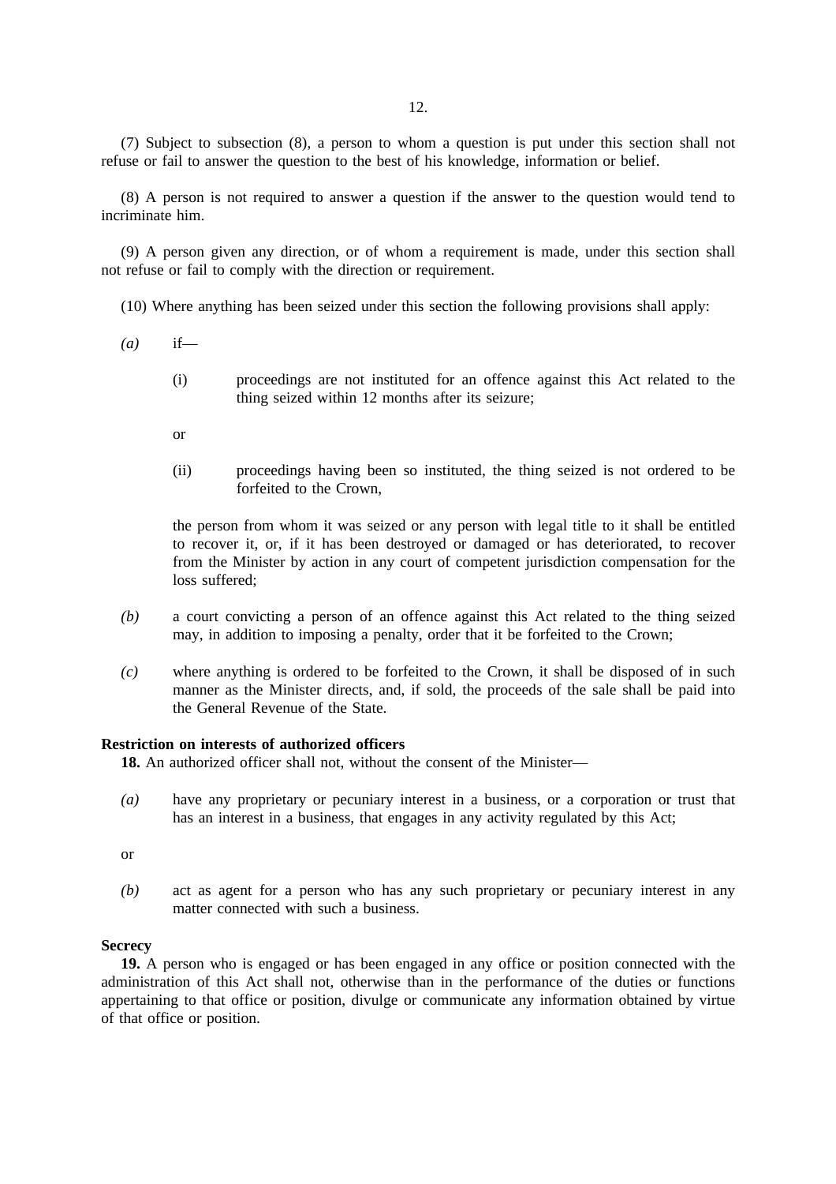(7) Subject to subsection (8), a person to whom a question is put under this section shall not refuse or fail to answer the question to the best of his knowledge, information or belief.

(8) A person is not required to answer a question if the answer to the question would tend to incriminate him.

(9) A person given any direction, or of whom a requirement is made, under this section shall not refuse or fail to comply with the direction or requirement.

(10) Where anything has been seized under this section the following provisions shall apply:

*(a)* if—

(i) proceedings are not instituted for an offence against this Act related to the thing seized within 12 months after its seizure;

or

(ii) proceedings having been so instituted, the thing seized is not ordered to be forfeited to the Crown,

the person from whom it was seized or any person with legal title to it shall be entitled to recover it, or, if it has been destroyed or damaged or has deteriorated, to recover from the Minister by action in any court of competent jurisdiction compensation for the loss suffered;

*(b)* a court convicting a person of an offence against this Act related to the thing seized may, in addition to imposing a penalty, order that it be forfeited to the Crown;

*(c)* where anything is ordered to be forfeited to the Crown, it shall be disposed of in such manner as the Minister directs, and, if sold, the proceeds of the sale shall be paid into the General Revenue of the State.

**Restriction on interests of authorized officers**

**18.** An authorized officer shall not, without the consent of the Minister—

*(a)* have any proprietary or pecuniary interest in a business, or a corporation or trust that has an interest in a business, that engages in any activity regulated by this Act;

or

*(b)* act as agent for a person who has any such proprietary or pecuniary interest in any matter connected with such a business.

**Secrecy**

**19.** A person who is engaged or has been engaged in any office or position connected with the administration of this Act shall not, otherwise than in the performance of the duties or functions appertaining to that office or position, divulge or communicate any information obtained by virtue of that office or position.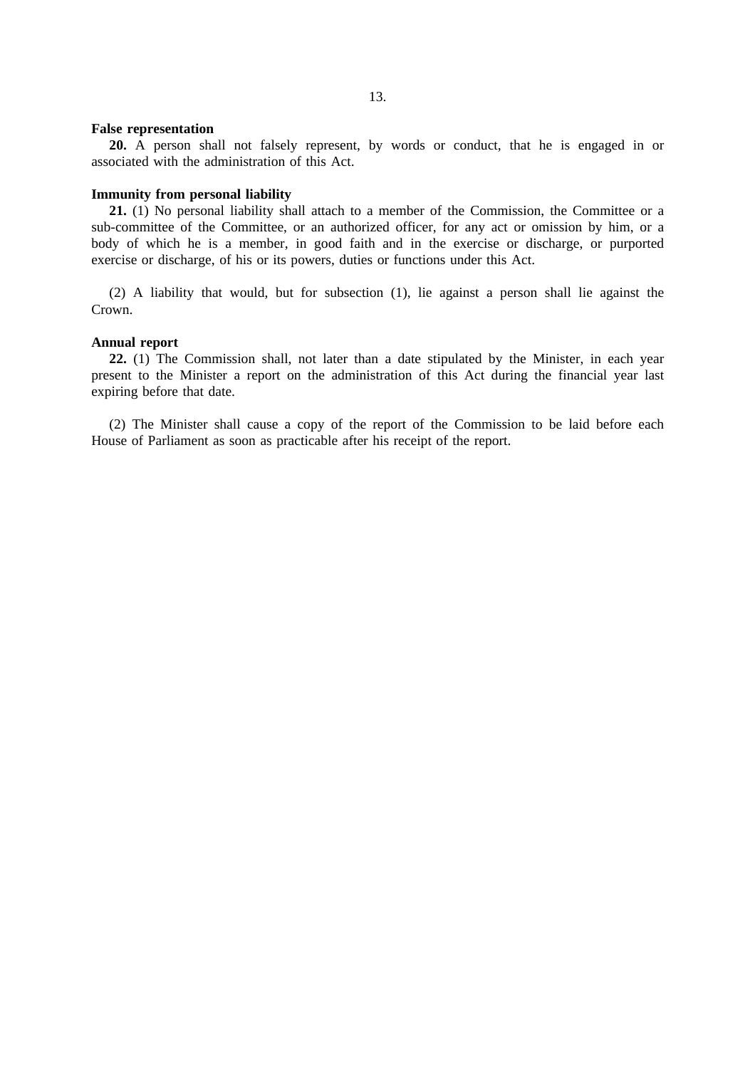**False representation**

**20.** A person shall not falsely represent, by words or conduct, that he is engaged in or associated with the administration of this Act.

**Immunity from personal liability**

**21.** (1) No personal liability shall attach to a member of the Commission, the Committee or a sub-committee of the Committee, or an authorized officer, for any act or omission by him, or a body of which he is a member, in good faith and in the exercise or discharge, or purported exercise or discharge, of his or its powers, duties or functions under this Act.

(2) A liability that would, but for subsection (1), lie against a person shall lie against the Crown.

**Annual report**

**22.** (1) The Commission shall, not later than a date stipulated by the Minister, in each year present to the Minister a report on the administration of this Act during the financial year last expiring before that date.

(2) The Minister shall cause a copy of the report of the Commission to be laid before each House of Parliament as soon as practicable after his receipt of the report.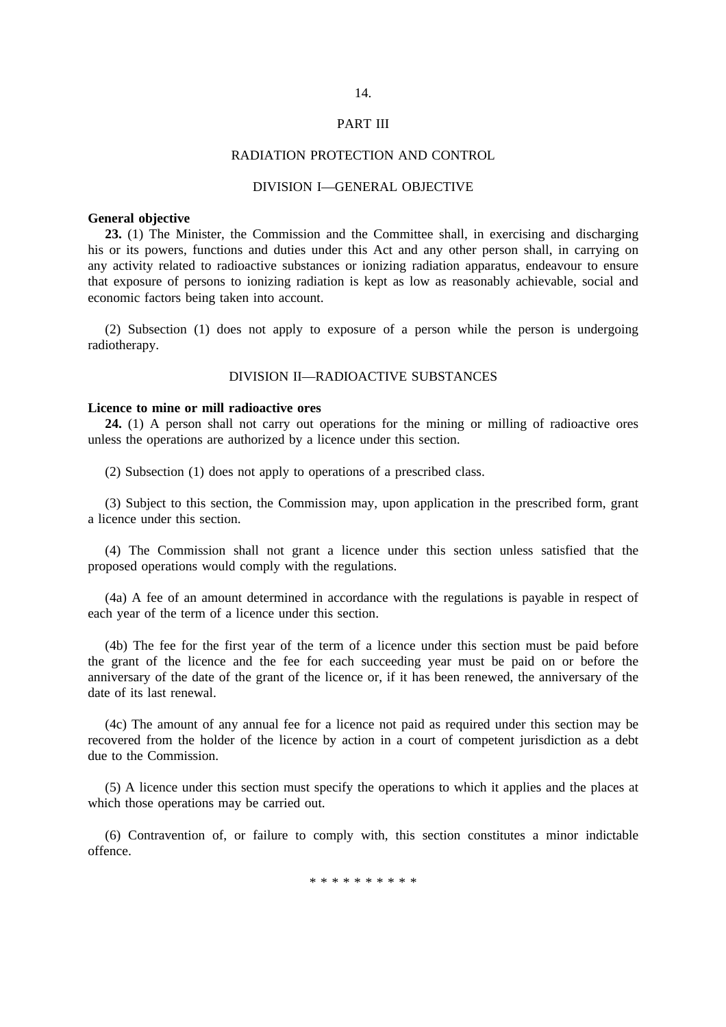# PART III

## RADIATION PROTECTION AND CONTROL

### DIVISION I—GENERAL OBJECTIVE

**General objective**

**23.** (1) The Minister, the Commission and the Committee shall, in exercising and discharging his or its powers, functions and duties under this Act and any other person shall, in carrying on any activity related to radioactive substances or ionizing radiation apparatus, endeavour to ensure that exposure of persons to ionizing radiation is kept as low as reasonably achievable, social and economic factors being taken into account.

(2) Subsection (1) does not apply to exposure of a person while the person is undergoing radiotherapy.

### DIVISION II—RADIOACTIVE SUBSTANCES

**Licence to mine or mill radioactive ores**

**24.** (1) A person shall not carry out operations for the mining or milling of radioactive ores unless the operations are authorized by a licence under this section.

(2) Subsection (1) does not apply to operations of a prescribed class.

(3) Subject to this section, the Commission may, upon application in the prescribed form, grant a licence under this section.

(4) The Commission shall not grant a licence under this section unless satisfied that the proposed operations would comply with the regulations.

(4a) A fee of an amount determined in accordance with the regulations is payable in respect of each year of the term of a licence under this section.

(4b) The fee for the first year of the term of a licence under this section must be paid before the grant of the licence and the fee for each succeeding year must be paid on or before the anniversary of the date of the grant of the licence or, if it has been renewed, the anniversary of the date of its last renewal.

(4c) The amount of any annual fee for a licence not paid as required under this section may be recovered from the holder of the licence by action in a court of competent jurisdiction as a debt due to the Commission.

(5) A licence under this section must specify the operations to which it applies and the places at which those operations may be carried out.

(6) Contravention of, or failure to comply with, this section constitutes a minor indictable offence.

* * * * * * * * * *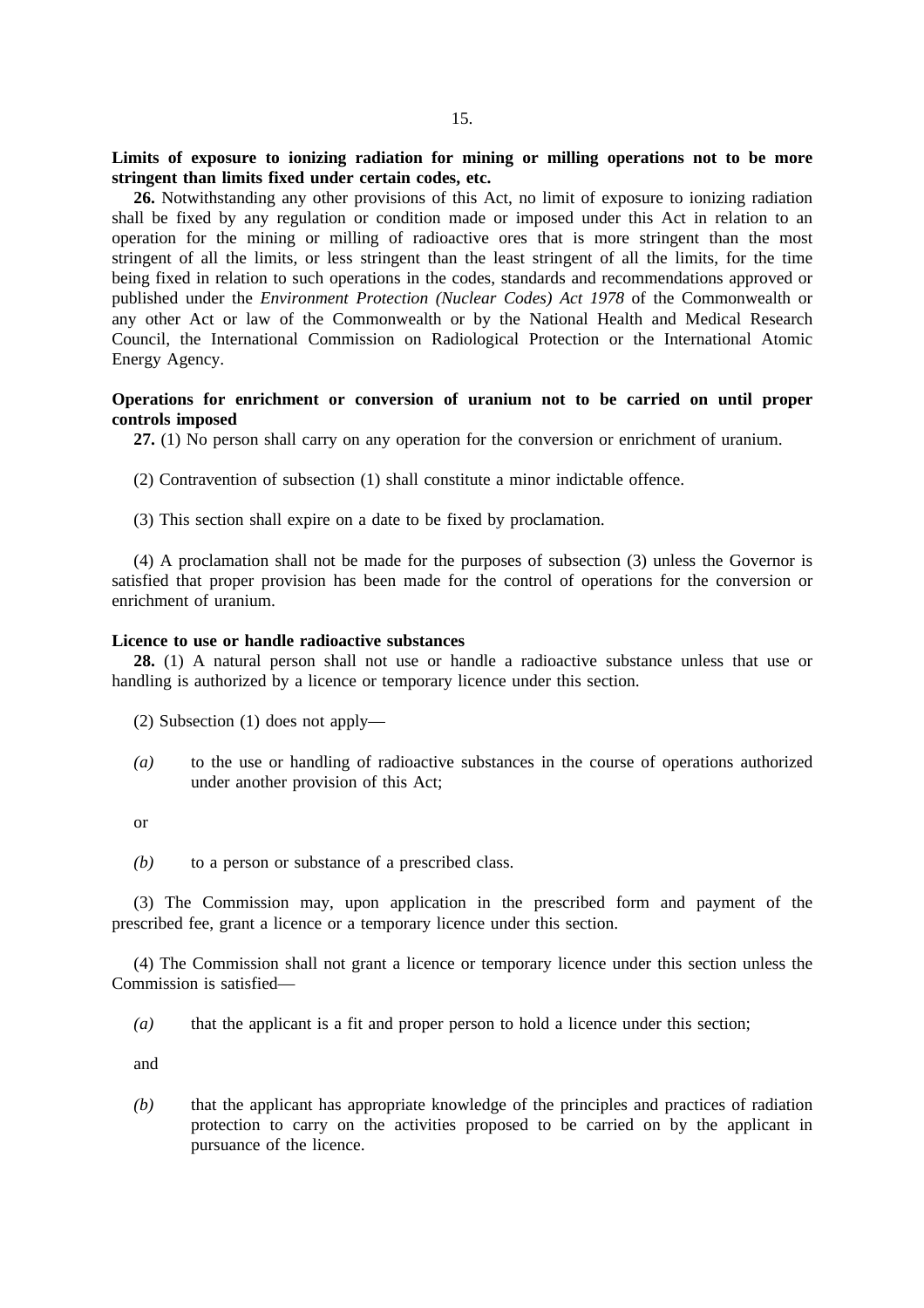**Limits of exposure to ionizing radiation for mining or milling operations not to be more stringent than limits fixed under certain codes, etc.**

**26.** Notwithstanding any other provisions of this Act, no limit of exposure to ionizing radiation shall be fixed by any regulation or condition made or imposed under this Act in relation to an operation for the mining or milling of radioactive ores that is more stringent than the most stringent of all the limits, or less stringent than the least stringent of all the limits, for the time being fixed in relation to such operations in the codes, standards and recommendations approved or published under the *Environment Protection (Nuclear Codes) Act 1978* of the Commonwealth or any other Act or law of the Commonwealth or by the National Health and Medical Research Council, the International Commission on Radiological Protection or the International Atomic Energy Agency.

**Operations for enrichment or conversion of uranium not to be carried on until proper controls imposed**

**27.** (1) No person shall carry on any operation for the conversion or enrichment of uranium.

(2) Contravention of subsection (1) shall constitute a minor indictable offence.

(3) This section shall expire on a date to be fixed by proclamation.

(4) A proclamation shall not be made for the purposes of subsection (3) unless the Governor is satisfied that proper provision has been made for the control of operations for the conversion or enrichment of uranium.

**Licence to use or handle radioactive substances**

**28.** (1) A natural person shall not use or handle a radioactive substance unless that use or handling is authorized by a licence or temporary licence under this section.

(2) Subsection (1) does not apply—

*(a)* to the use or handling of radioactive substances in the course of operations authorized under another provision of this Act;

or

*(b)* to a person or substance of a prescribed class.

(3) The Commission may, upon application in the prescribed form and payment of the prescribed fee, grant a licence or a temporary licence under this section.

(4) The Commission shall not grant a licence or temporary licence under this section unless the Commission is satisfied—

*(a)* that the applicant is a fit and proper person to hold a licence under this section;

and

*(b)* that the applicant has appropriate knowledge of the principles and practices of radiation protection to carry on the activities proposed to be carried on by the applicant in pursuance of the licence.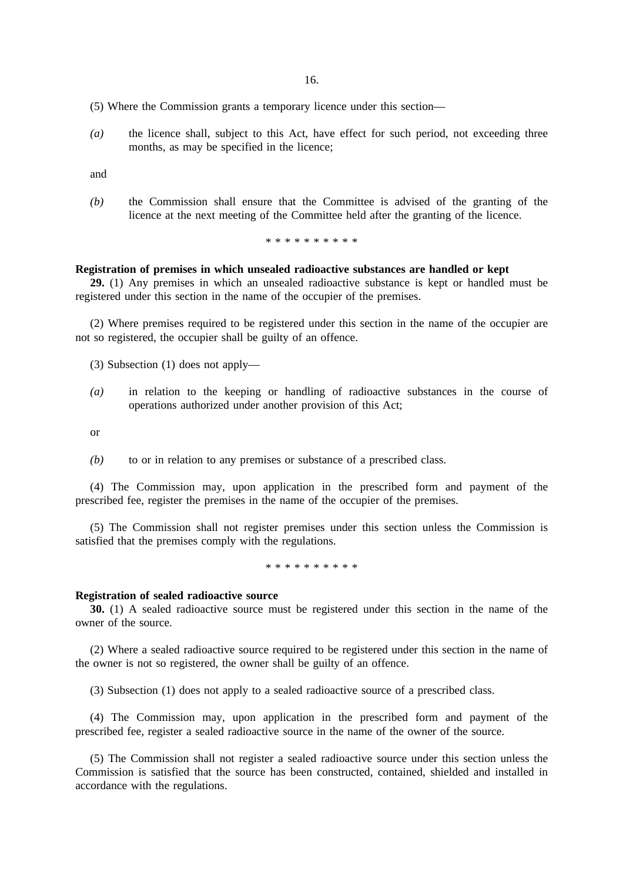(5) Where the Commission grants a temporary licence under this section—

*(a)* the licence shall, subject to this Act, have effect for such period, not exceeding three months, as may be specified in the licence;

and

*(b)* the Commission shall ensure that the Committee is advised of the granting of the licence at the next meeting of the Committee held after the granting of the licence.

\* \* \* \* \* \* \* \* \* \*

**Registration of premises in which unsealed radioactive substances are handled or kept**

**29.** (1) Any premises in which an unsealed radioactive substance is kept or handled must be registered under this section in the name of the occupier of the premises.

(2) Where premises required to be registered under this section in the name of the occupier are not so registered, the occupier shall be guilty of an offence.

(3) Subsection (1) does not apply—

*(a)* in relation to the keeping or handling of radioactive substances in the course of operations authorized under another provision of this Act;

or

*(b)* to or in relation to any premises or substance of a prescribed class.

(4) The Commission may, upon application in the prescribed form and payment of the prescribed fee, register the premises in the name of the occupier of the premises.

(5) The Commission shall not register premises under this section unless the Commission is satisfied that the premises comply with the regulations.

\* \* \* \* \* \* \* \* \* \*

**Registration of sealed radioactive source**

**30.** (1) A sealed radioactive source must be registered under this section in the name of the owner of the source.

(2) Where a sealed radioactive source required to be registered under this section in the name of the owner is not so registered, the owner shall be guilty of an offence.

(3) Subsection (1) does not apply to a sealed radioactive source of a prescribed class.

(4) The Commission may, upon application in the prescribed form and payment of the prescribed fee, register a sealed radioactive source in the name of the owner of the source.

(5) The Commission shall not register a sealed radioactive source under this section unless the Commission is satisfied that the source has been constructed, contained, shielded and installed in accordance with the regulations.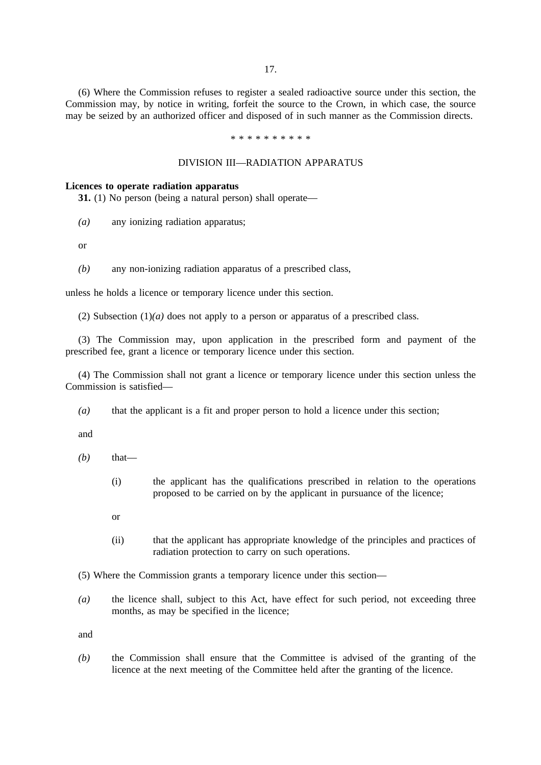(6) Where the Commission refuses to register a sealed radioactive source under this section, the Commission may, by notice in writing, forfeit the source to the Crown, in which case, the source may be seized by an authorized officer and disposed of in such manner as the Commission directs.

* * * * * * * * * *

DIVISION III—RADIATION APPARATUS

**Licences to operate radiation apparatus**

**31.** (1) No person (being a natural person) shall operate—

*(a)* any ionizing radiation apparatus;

or

*(b)* any non-ionizing radiation apparatus of a prescribed class,

unless he holds a licence or temporary licence under this section.

(2) Subsection (1)*(a)* does not apply to a person or apparatus of a prescribed class.

(3) The Commission may, upon application in the prescribed form and payment of the prescribed fee, grant a licence or temporary licence under this section.

(4) The Commission shall not grant a licence or temporary licence under this section unless the Commission is satisfied—

*(a)* that the applicant is a fit and proper person to hold a licence under this section;

and

*(b)* that—

(i) the applicant has the qualifications prescribed in relation to the operations proposed to be carried on by the applicant in pursuance of the licence;

or

(ii) that the applicant has appropriate knowledge of the principles and practices of radiation protection to carry on such operations.

(5) Where the Commission grants a temporary licence under this section—

*(a)* the licence shall, subject to this Act, have effect for such period, not exceeding three months, as may be specified in the licence;

and

*(b)* the Commission shall ensure that the Committee is advised of the granting of the licence at the next meeting of the Committee held after the granting of the licence.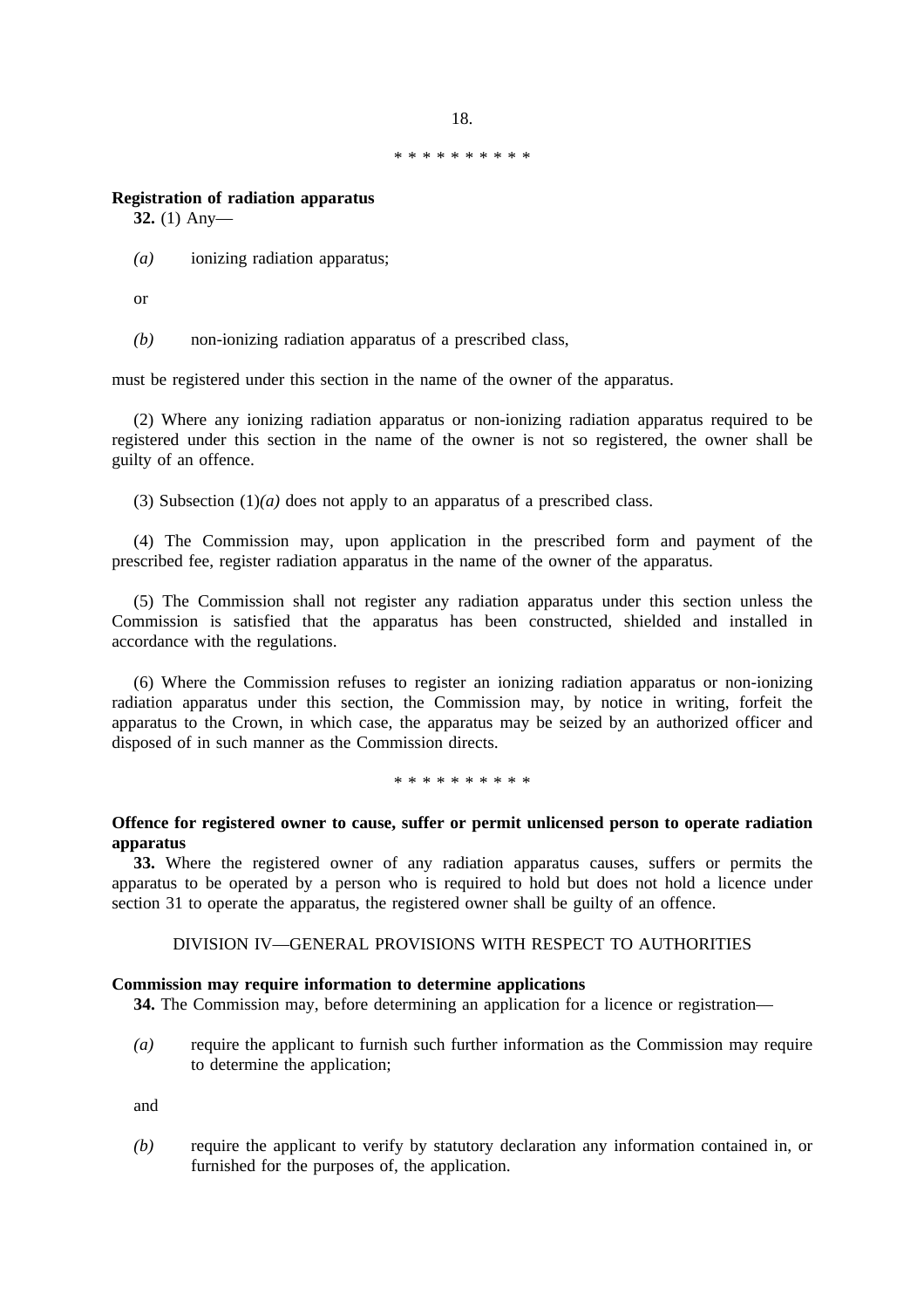\* \* \* \* \* \* \* \* \* \*

**Registration of radiation apparatus**

**32.** (1) Any—

*(a)* ionizing radiation apparatus;

or

*(b)* non-ionizing radiation apparatus of a prescribed class,

must be registered under this section in the name of the owner of the apparatus.

(2) Where any ionizing radiation apparatus or non-ionizing radiation apparatus required to be registered under this section in the name of the owner is not so registered, the owner shall be guilty of an offence.

(3) Subsection (1)*(a)* does not apply to an apparatus of a prescribed class.

(4) The Commission may, upon application in the prescribed form and payment of the prescribed fee, register radiation apparatus in the name of the owner of the apparatus.

(5) The Commission shall not register any radiation apparatus under this section unless the Commission is satisfied that the apparatus has been constructed, shielded and installed in accordance with the regulations.

(6) Where the Commission refuses to register an ionizing radiation apparatus or non-ionizing radiation apparatus under this section, the Commission may, by notice in writing, forfeit the apparatus to the Crown, in which case, the apparatus may be seized by an authorized officer and disposed of in such manner as the Commission directs.

\* \* \* \* \* \* \* \* \* \*

**Offence for registered owner to cause, suffer or permit unlicensed person to operate radiation apparatus**

**33.** Where the registered owner of any radiation apparatus causes, suffers or permits the apparatus to be operated by a person who is required to hold but does not hold a licence under section 31 to operate the apparatus, the registered owner shall be guilty of an offence.

DIVISION IV—GENERAL PROVISIONS WITH RESPECT TO AUTHORITIES

**Commission may require information to determine applications**

**34.** The Commission may, before determining an application for a licence or registration—

*(a)* require the applicant to furnish such further information as the Commission may require to determine the application;

and

*(b)* require the applicant to verify by statutory declaration any information contained in, or furnished for the purposes of, the application.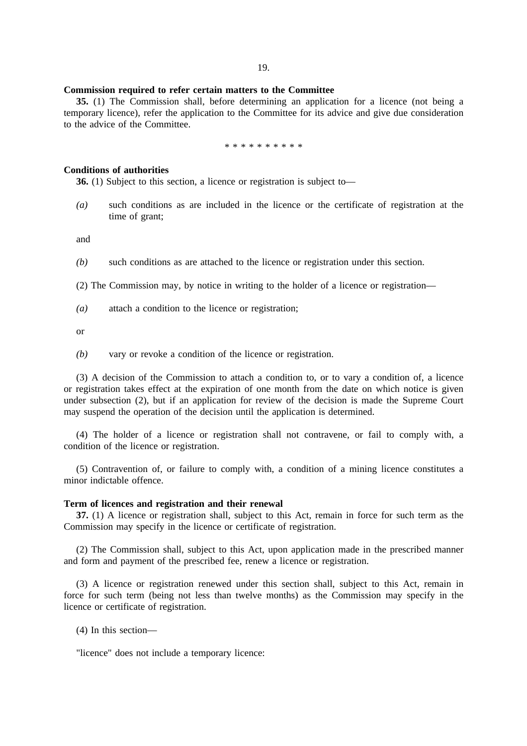**Commission required to refer certain matters to the Committee**

**35.** (1) The Commission shall, before determining an application for a licence (not being a temporary licence), refer the application to the Committee for its advice and give due consideration to the advice of the Committee.

\* \* \* \* \* \* \* \* \* \*

**Conditions of authorities**

**36.** (1) Subject to this section, a licence or registration is subject to—

*(a)* such conditions as are included in the licence or the certificate of registration at the time of grant;

and

*(b)* such conditions as are attached to the licence or registration under this section.

(2) The Commission may, by notice in writing to the holder of a licence or registration—

*(a)* attach a condition to the licence or registration;

or

*(b)* vary or revoke a condition of the licence or registration.

(3) A decision of the Commission to attach a condition to, or to vary a condition of, a licence or registration takes effect at the expiration of one month from the date on which notice is given under subsection (2), but if an application for review of the decision is made the Supreme Court may suspend the operation of the decision until the application is determined.

(4) The holder of a licence or registration shall not contravene, or fail to comply with, a condition of the licence or registration.

(5) Contravention of, or failure to comply with, a condition of a mining licence constitutes a minor indictable offence.

**Term of licences and registration and their renewal**

**37.** (1) A licence or registration shall, subject to this Act, remain in force for such term as the Commission may specify in the licence or certificate of registration.

(2) The Commission shall, subject to this Act, upon application made in the prescribed manner and form and payment of the prescribed fee, renew a licence or registration.

(3) A licence or registration renewed under this section shall, subject to this Act, remain in force for such term (being not less than twelve months) as the Commission may specify in the licence or certificate of registration.

(4) In this section—

"licence" does not include a temporary licence: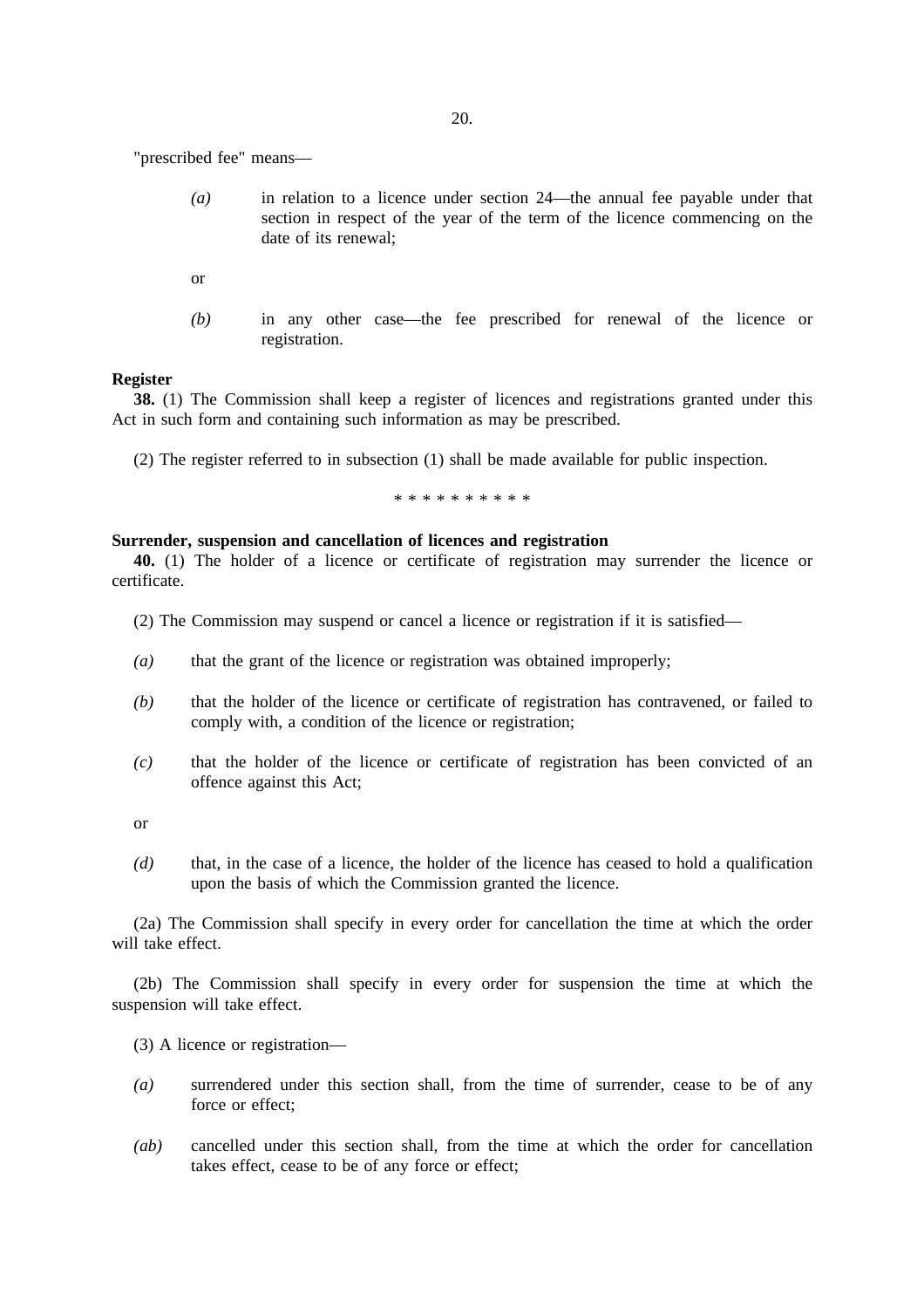"prescribed fee" means—

*(a)* in relation to a licence under section 24—the annual fee payable under that section in respect of the year of the term of the licence commencing on the date of its renewal;

or

*(b)* in any other case—the fee prescribed for renewal of the licence or registration.

**Register**

**38.** (1) The Commission shall keep a register of licences and registrations granted under this Act in such form and containing such information as may be prescribed.

(2) The register referred to in subsection (1) shall be made available for public inspection.

\* \* \* \* \* \* \* \* \* \*

**Surrender, suspension and cancellation of licences and registration**

**40.** (1) The holder of a licence or certificate of registration may surrender the licence or certificate.

(2) The Commission may suspend or cancel a licence or registration if it is satisfied—

*(a)* that the grant of the licence or registration was obtained improperly;

*(b)* that the holder of the licence or certificate of registration has contravened, or failed to comply with, a condition of the licence or registration;

*(c)* that the holder of the licence or certificate of registration has been convicted of an offence against this Act;

or

*(d)* that, in the case of a licence, the holder of the licence has ceased to hold a qualification upon the basis of which the Commission granted the licence.

(2a) The Commission shall specify in every order for cancellation the time at which the order will take effect.

(2b) The Commission shall specify in every order for suspension the time at which the suspension will take effect.

(3) A licence or registration—

*(a)* surrendered under this section shall, from the time of surrender, cease to be of any force or effect;

*(ab)* cancelled under this section shall, from the time at which the order for cancellation takes effect, cease to be of any force or effect;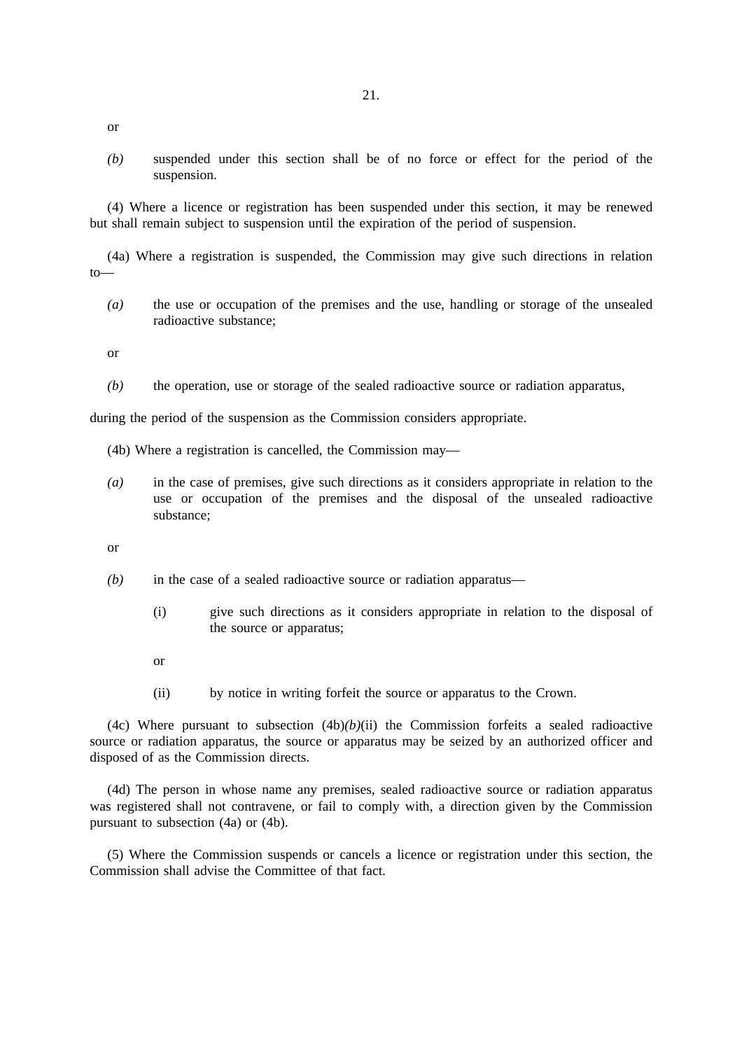or

*(b)* suspended under this section shall be of no force or effect for the period of the suspension.

(4) Where a licence or registration has been suspended under this section, it may be renewed but shall remain subject to suspension until the expiration of the period of suspension.

(4a) Where a registration is suspended, the Commission may give such directions in relation to—

*(a)* the use or occupation of the premises and the use, handling or storage of the unsealed radioactive substance;

or

*(b)* the operation, use or storage of the sealed radioactive source or radiation apparatus,

during the period of the suspension as the Commission considers appropriate.

(4b) Where a registration is cancelled, the Commission may—

*(a)* in the case of premises, give such directions as it considers appropriate in relation to the use or occupation of the premises and the disposal of the unsealed radioactive substance;

or

*(b)* in the case of a sealed radioactive source or radiation apparatus—

(i) give such directions as it considers appropriate in relation to the disposal of the source or apparatus;

or

(ii) by notice in writing forfeit the source or apparatus to the Crown.

(4c) Where pursuant to subsection (4b)*(b)*(ii) the Commission forfeits a sealed radioactive source or radiation apparatus, the source or apparatus may be seized by an authorized officer and disposed of as the Commission directs.

(4d) The person in whose name any premises, sealed radioactive source or radiation apparatus was registered shall not contravene, or fail to comply with, a direction given by the Commission pursuant to subsection (4a) or (4b).

(5) Where the Commission suspends or cancels a licence or registration under this section, the Commission shall advise the Committee of that fact.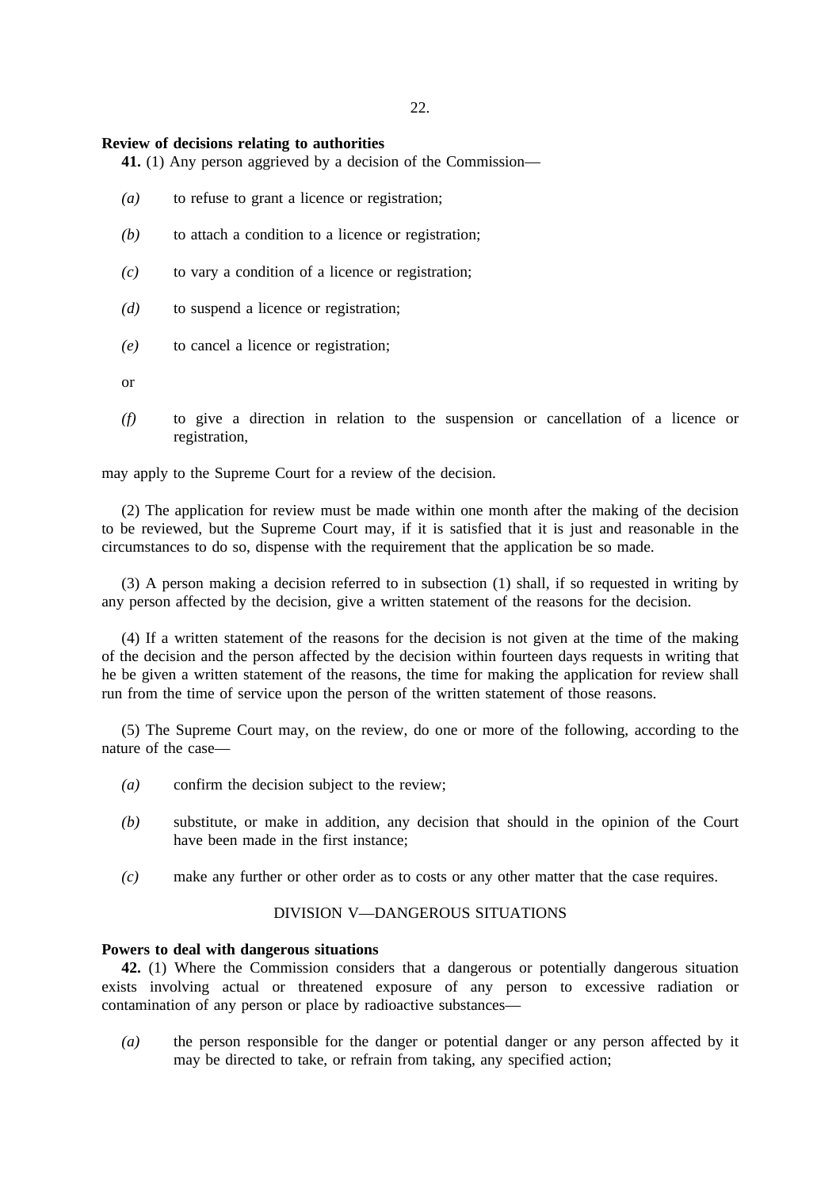**Review of decisions relating to authorities**

**41.** (1) Any person aggrieved by a decision of the Commission—

*(a)* to refuse to grant a licence or registration;

*(b)* to attach a condition to a licence or registration;

*(c)* to vary a condition of a licence or registration;

*(d)* to suspend a licence or registration;

*(e)* to cancel a licence or registration;

or

*(f)* to give a direction in relation to the suspension or cancellation of a licence or registration,

may apply to the Supreme Court for a review of the decision.

(2) The application for review must be made within one month after the making of the decision to be reviewed, but the Supreme Court may, if it is satisfied that it is just and reasonable in the circumstances to do so, dispense with the requirement that the application be so made.

(3) A person making a decision referred to in subsection (1) shall, if so requested in writing by any person affected by the decision, give a written statement of the reasons for the decision.

(4) If a written statement of the reasons for the decision is not given at the time of the making of the decision and the person affected by the decision within fourteen days requests in writing that he be given a written statement of the reasons, the time for making the application for review shall run from the time of service upon the person of the written statement of those reasons.

(5) The Supreme Court may, on the review, do one or more of the following, according to the nature of the case—

*(a)* confirm the decision subject to the review;

*(b)* substitute, or make in addition, any decision that should in the opinion of the Court have been made in the first instance;

*(c)* make any further or other order as to costs or any other matter that the case requires.

## DIVISION V—DANGEROUS SITUATIONS

**Powers to deal with dangerous situations**

**42.** (1) Where the Commission considers that a dangerous or potentially dangerous situation exists involving actual or threatened exposure of any person to excessive radiation or contamination of any person or place by radioactive substances—

*(a)* the person responsible for the danger or potential danger or any person affected by it may be directed to take, or refrain from taking, any specified action;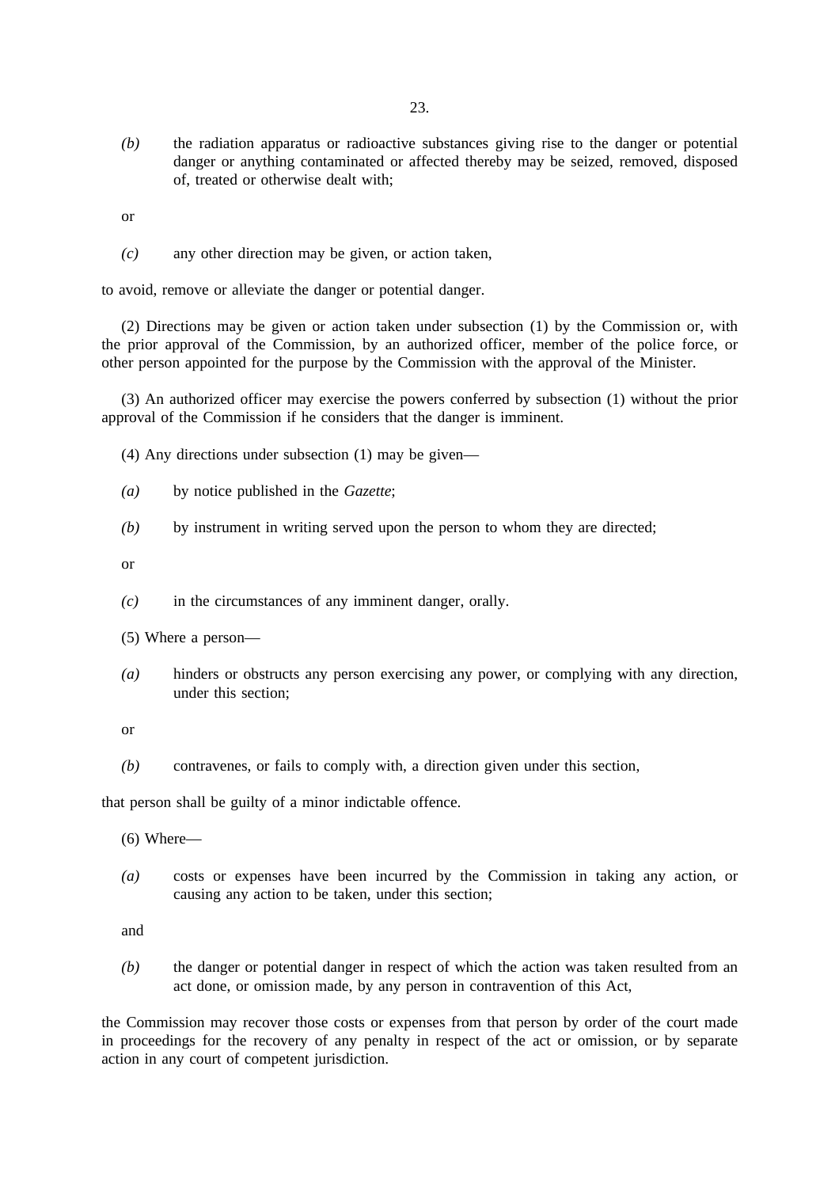*(b)* the radiation apparatus or radioactive substances giving rise to the danger or potential danger or anything contaminated or affected thereby may be seized, removed, disposed of, treated or otherwise dealt with;

or

*(c)* any other direction may be given, or action taken,

to avoid, remove or alleviate the danger or potential danger.

(2) Directions may be given or action taken under subsection (1) by the Commission or, with the prior approval of the Commission, by an authorized officer, member of the police force, or other person appointed for the purpose by the Commission with the approval of the Minister.

(3) An authorized officer may exercise the powers conferred by subsection (1) without the prior approval of the Commission if he considers that the danger is imminent.

(4) Any directions under subsection (1) may be given—

*(a)* by notice published in the *Gazette*;

*(b)* by instrument in writing served upon the person to whom they are directed;

or

*(c)* in the circumstances of any imminent danger, orally.

(5) Where a person—

*(a)* hinders or obstructs any person exercising any power, or complying with any direction, under this section;

or

*(b)* contravenes, or fails to comply with, a direction given under this section,

that person shall be guilty of a minor indictable offence.

(6) Where—

*(a)* costs or expenses have been incurred by the Commission in taking any action, or causing any action to be taken, under this section;

and

*(b)* the danger or potential danger in respect of which the action was taken resulted from an act done, or omission made, by any person in contravention of this Act,

the Commission may recover those costs or expenses from that person by order of the court made in proceedings for the recovery of any penalty in respect of the act or omission, or by separate action in any court of competent jurisdiction.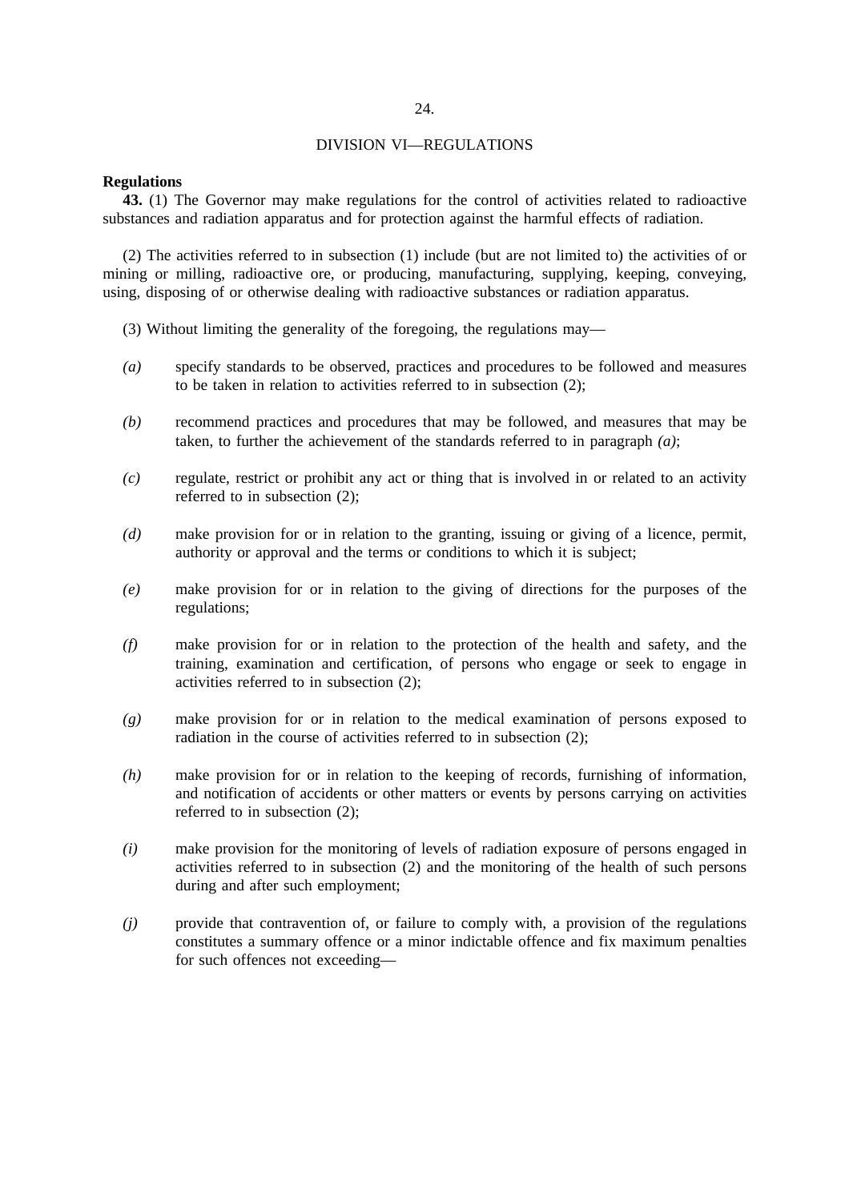DIVISION VI—REGULATIONS

**Regulations**

**43.** (1) The Governor may make regulations for the control of activities related to radioactive substances and radiation apparatus and for protection against the harmful effects of radiation.

(2) The activities referred to in subsection (1) include (but are not limited to) the activities of or mining or milling, radioactive ore, or producing, manufacturing, supplying, keeping, conveying, using, disposing of or otherwise dealing with radioactive substances or radiation apparatus.

(3) Without limiting the generality of the foregoing, the regulations may—

*(a)* specify standards to be observed, practices and procedures to be followed and measures to be taken in relation to activities referred to in subsection (2);

*(b)* recommend practices and procedures that may be followed, and measures that may be taken, to further the achievement of the standards referred to in paragraph *(a)*;

*(c)* regulate, restrict or prohibit any act or thing that is involved in or related to an activity referred to in subsection (2);

*(d)* make provision for or in relation to the granting, issuing or giving of a licence, permit, authority or approval and the terms or conditions to which it is subject;

*(e)* make provision for or in relation to the giving of directions for the purposes of the regulations;

*(f)* make provision for or in relation to the protection of the health and safety, and the training, examination and certification, of persons who engage or seek to engage in activities referred to in subsection (2);

*(g)* make provision for or in relation to the medical examination of persons exposed to radiation in the course of activities referred to in subsection (2);

*(h)* make provision for or in relation to the keeping of records, furnishing of information, and notification of accidents or other matters or events by persons carrying on activities referred to in subsection (2);

*(i)* make provision for the monitoring of levels of radiation exposure of persons engaged in activities referred to in subsection (2) and the monitoring of the health of such persons during and after such employment;

*(j)* provide that contravention of, or failure to comply with, a provision of the regulations constitutes a summary offence or a minor indictable offence and fix maximum penalties for such offences not exceeding—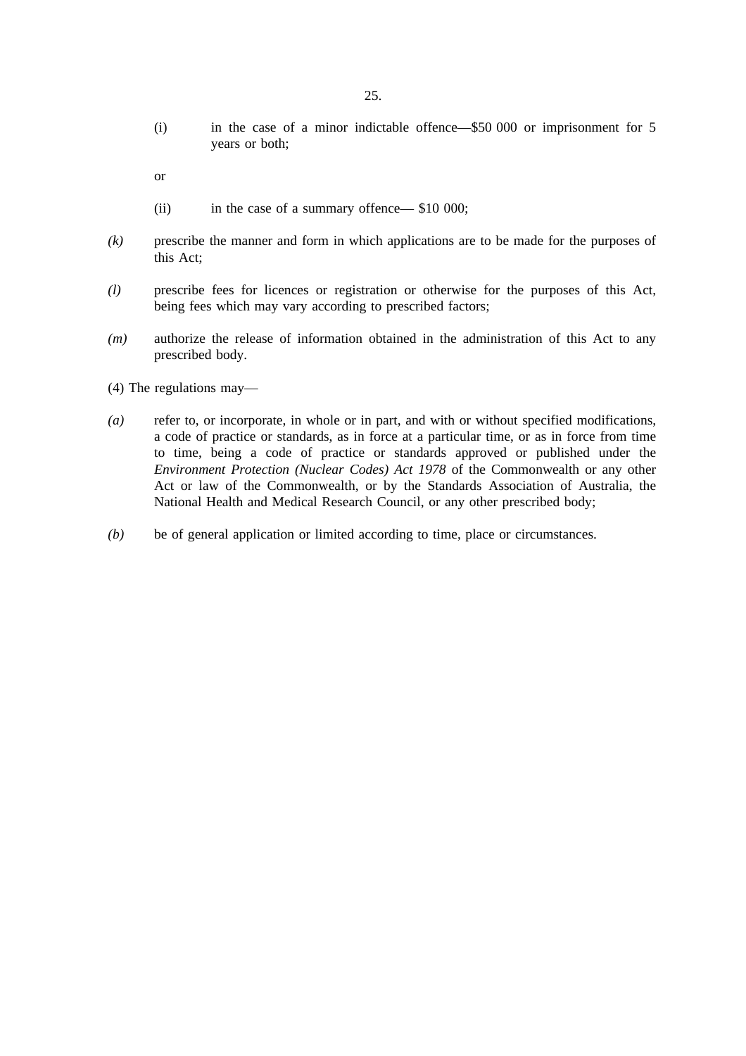(i) in the case of a minor indictable offence—$50 000 or imprisonment for 5 years or both;

or

(ii) in the case of a summary offence— $10 000;

*(k)* prescribe the manner and form in which applications are to be made for the purposes of this Act;

*(l)* prescribe fees for licences or registration or otherwise for the purposes of this Act, being fees which may vary according to prescribed factors;

*(m)* authorize the release of information obtained in the administration of this Act to any prescribed body.

(4) The regulations may—

*(a)* refer to, or incorporate, in whole or in part, and with or without specified modifications, a code of practice or standards, as in force at a particular time, or as in force from time to time, being a code of practice or standards approved or published under the *Environment Protection (Nuclear Codes) Act 1978* of the Commonwealth or any other Act or law of the Commonwealth, or by the Standards Association of Australia, the National Health and Medical Research Council, or any other prescribed body;

*(b)* be of general application or limited according to time, place or circumstances.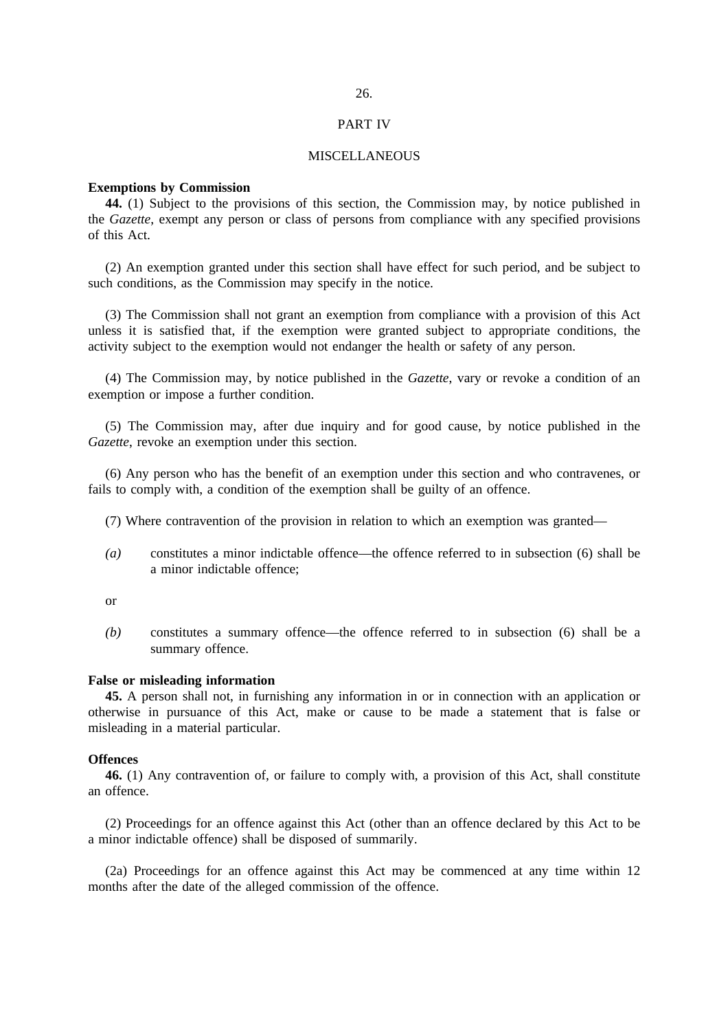## PART IV

## MISCELLANEOUS

**Exemptions by Commission**

**44.** (1) Subject to the provisions of this section, the Commission may, by notice published in the *Gazette*, exempt any person or class of persons from compliance with any specified provisions of this Act.

(2) An exemption granted under this section shall have effect for such period, and be subject to such conditions, as the Commission may specify in the notice.

(3) The Commission shall not grant an exemption from compliance with a provision of this Act unless it is satisfied that, if the exemption were granted subject to appropriate conditions, the activity subject to the exemption would not endanger the health or safety of any person.

(4) The Commission may, by notice published in the *Gazette*, vary or revoke a condition of an exemption or impose a further condition.

(5) The Commission may, after due inquiry and for good cause, by notice published in the *Gazette*, revoke an exemption under this section.

(6) Any person who has the benefit of an exemption under this section and who contravenes, or fails to comply with, a condition of the exemption shall be guilty of an offence.

(7) Where contravention of the provision in relation to which an exemption was granted—

*(a)* constitutes a minor indictable offence—the offence referred to in subsection (6) shall be a minor indictable offence;

or

*(b)* constitutes a summary offence—the offence referred to in subsection (6) shall be a summary offence.

**False or misleading information**

**45.** A person shall not, in furnishing any information in or in connection with an application or otherwise in pursuance of this Act, make or cause to be made a statement that is false or misleading in a material particular.

**Offences**

**46.** (1) Any contravention of, or failure to comply with, a provision of this Act, shall constitute an offence.

(2) Proceedings for an offence against this Act (other than an offence declared by this Act to be a minor indictable offence) shall be disposed of summarily.

(2a) Proceedings for an offence against this Act may be commenced at any time within 12 months after the date of the alleged commission of the offence.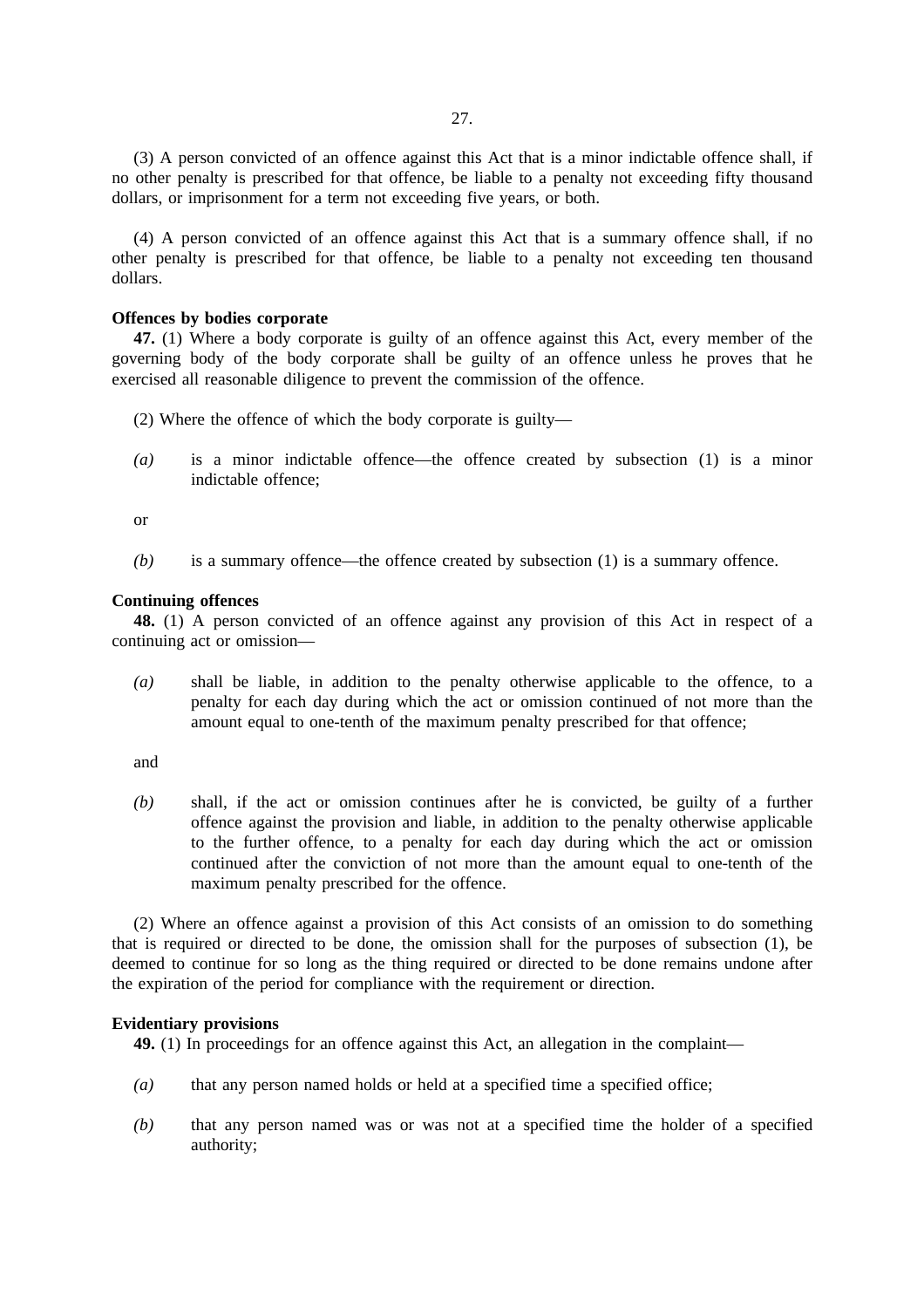(3) A person convicted of an offence against this Act that is a minor indictable offence shall, if no other penalty is prescribed for that offence, be liable to a penalty not exceeding fifty thousand dollars, or imprisonment for a term not exceeding five years, or both.

(4) A person convicted of an offence against this Act that is a summary offence shall, if no other penalty is prescribed for that offence, be liable to a penalty not exceeding ten thousand dollars.

**Offences by bodies corporate**

**47.** (1) Where a body corporate is guilty of an offence against this Act, every member of the governing body of the body corporate shall be guilty of an offence unless he proves that he exercised all reasonable diligence to prevent the commission of the offence.

(2) Where the offence of which the body corporate is guilty—

*(a)* is a minor indictable offence—the offence created by subsection (1) is a minor indictable offence;

or

*(b)* is a summary offence—the offence created by subsection (1) is a summary offence.

**Continuing offences**

**48.** (1) A person convicted of an offence against any provision of this Act in respect of a continuing act or omission—

*(a)* shall be liable, in addition to the penalty otherwise applicable to the offence, to a penalty for each day during which the act or omission continued of not more than the amount equal to one-tenth of the maximum penalty prescribed for that offence;

and

*(b)* shall, if the act or omission continues after he is convicted, be guilty of a further offence against the provision and liable, in addition to the penalty otherwise applicable to the further offence, to a penalty for each day during which the act or omission continued after the conviction of not more than the amount equal to one-tenth of the maximum penalty prescribed for the offence.

(2) Where an offence against a provision of this Act consists of an omission to do something that is required or directed to be done, the omission shall for the purposes of subsection (1), be deemed to continue for so long as the thing required or directed to be done remains undone after the expiration of the period for compliance with the requirement or direction.

**Evidentiary provisions**

**49.** (1) In proceedings for an offence against this Act, an allegation in the complaint—

*(a)* that any person named holds or held at a specified time a specified office;

*(b)* that any person named was or was not at a specified time the holder of a specified authority;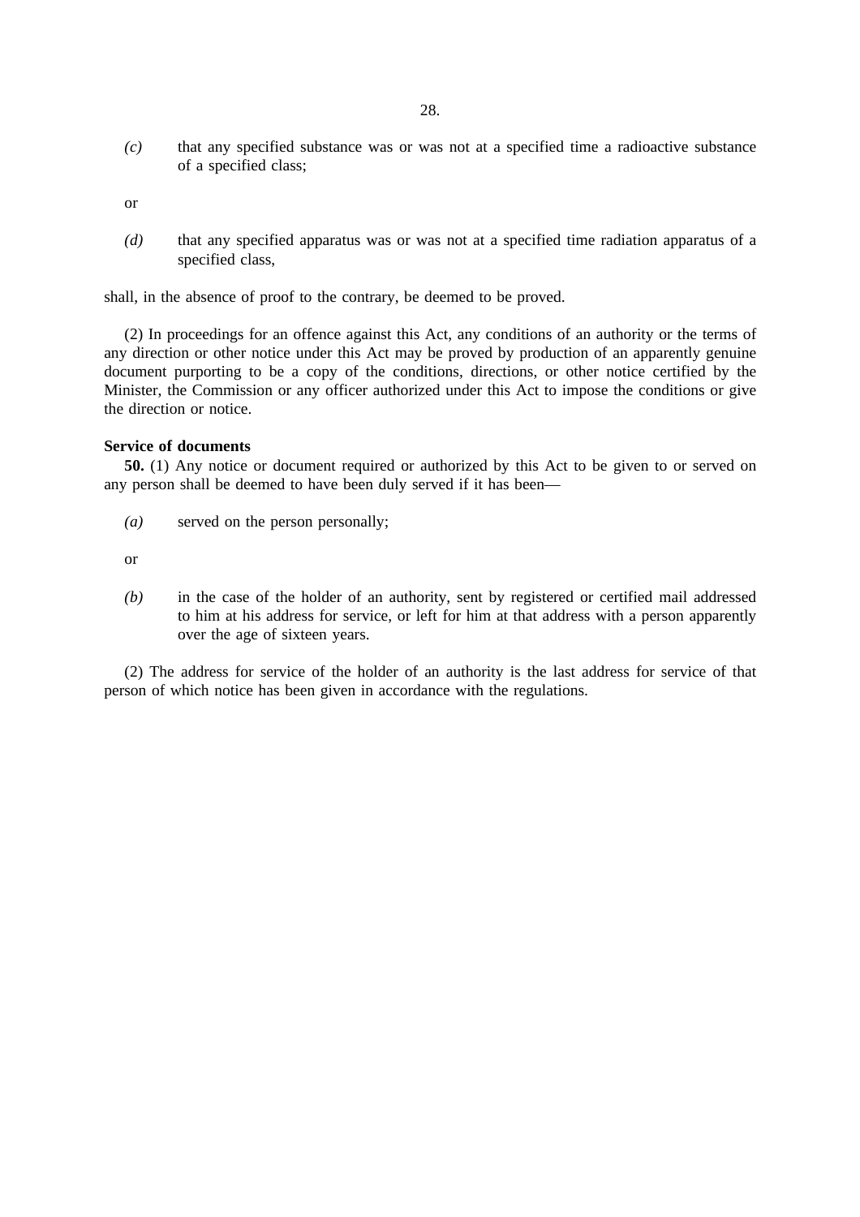*(c)* that any specified substance was or was not at a specified time a radioactive substance of a specified class;

or

*(d)* that any specified apparatus was or was not at a specified time radiation apparatus of a specified class,

shall, in the absence of proof to the contrary, be deemed to be proved.

(2) In proceedings for an offence against this Act, any conditions of an authority or the terms of any direction or other notice under this Act may be proved by production of an apparently genuine document purporting to be a copy of the conditions, directions, or other notice certified by the Minister, the Commission or any officer authorized under this Act to impose the conditions or give the direction or notice.

**Service of documents**

**50.** (1) Any notice or document required or authorized by this Act to be given to or served on any person shall be deemed to have been duly served if it has been—

*(a)* served on the person personally;

or

*(b)* in the case of the holder of an authority, sent by registered or certified mail addressed to him at his address for service, or left for him at that address with a person apparently over the age of sixteen years.

(2) The address for service of the holder of an authority is the last address for service of that person of which notice has been given in accordance with the regulations.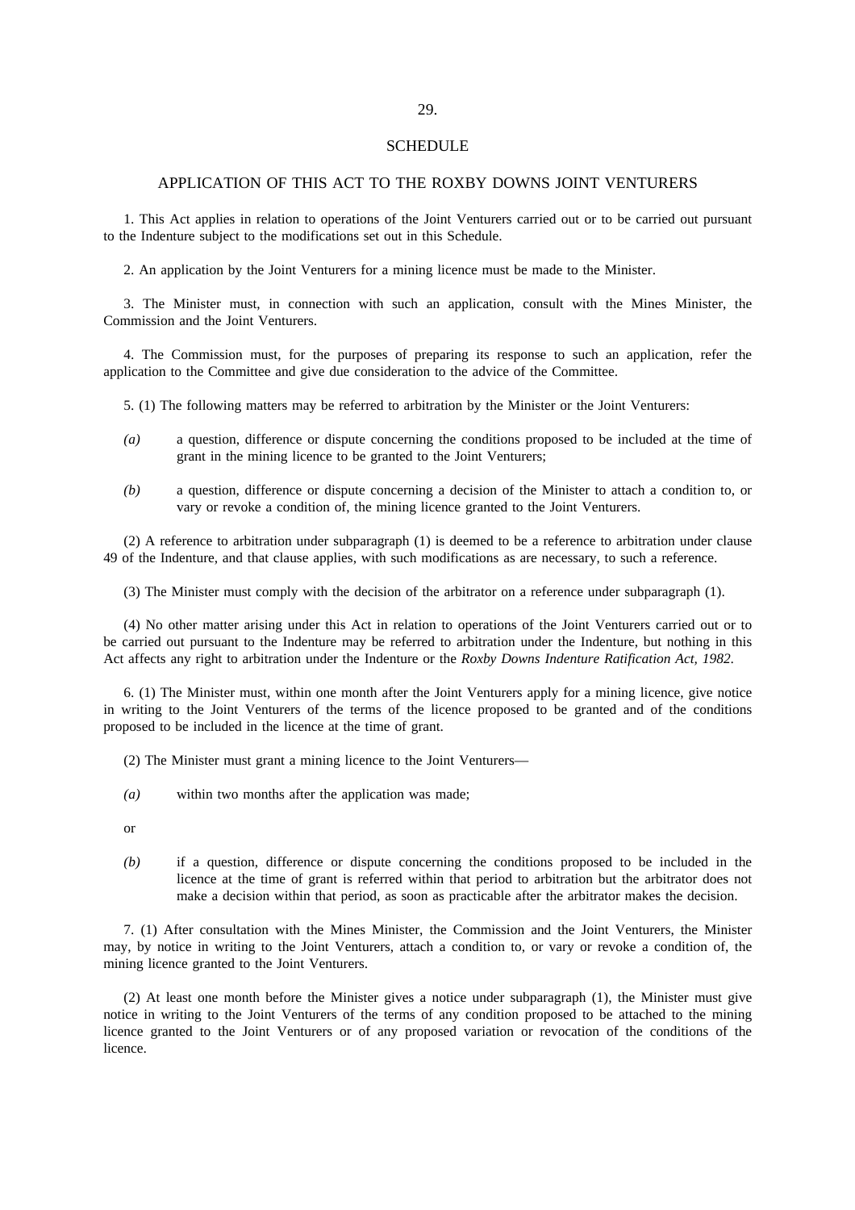## SCHEDULE

### APPLICATION OF THIS ACT TO THE ROXBY DOWNS JOINT VENTURERS

1. This Act applies in relation to operations of the Joint Venturers carried out or to be carried out pursuant to the Indenture subject to the modifications set out in this Schedule.

2. An application by the Joint Venturers for a mining licence must be made to the Minister.

3. The Minister must, in connection with such an application, consult with the Mines Minister, the Commission and the Joint Venturers.

4. The Commission must, for the purposes of preparing its response to such an application, refer the application to the Committee and give due consideration to the advice of the Committee.

5. (1) The following matters may be referred to arbitration by the Minister or the Joint Venturers:

*(a)* a question, difference or dispute concerning the conditions proposed to be included at the time of grant in the mining licence to be granted to the Joint Venturers;

*(b)* a question, difference or dispute concerning a decision of the Minister to attach a condition to, or vary or revoke a condition of, the mining licence granted to the Joint Venturers.

(2) A reference to arbitration under subparagraph (1) is deemed to be a reference to arbitration under clause 49 of the Indenture, and that clause applies, with such modifications as are necessary, to such a reference.

(3) The Minister must comply with the decision of the arbitrator on a reference under subparagraph (1).

(4) No other matter arising under this Act in relation to operations of the Joint Venturers carried out or to be carried out pursuant to the Indenture may be referred to arbitration under the Indenture, but nothing in this Act affects any right to arbitration under the Indenture or the *Roxby Downs Indenture Ratification Act, 1982*.

6. (1) The Minister must, within one month after the Joint Venturers apply for a mining licence, give notice in writing to the Joint Venturers of the terms of the licence proposed to be granted and of the conditions proposed to be included in the licence at the time of grant.

(2) The Minister must grant a mining licence to the Joint Venturers—

*(a)* within two months after the application was made;

or

*(b)* if a question, difference or dispute concerning the conditions proposed to be included in the licence at the time of grant is referred within that period to arbitration but the arbitrator does not make a decision within that period, as soon as practicable after the arbitrator makes the decision.

7. (1) After consultation with the Mines Minister, the Commission and the Joint Venturers, the Minister may, by notice in writing to the Joint Venturers, attach a condition to, or vary or revoke a condition of, the mining licence granted to the Joint Venturers.

(2) At least one month before the Minister gives a notice under subparagraph (1), the Minister must give notice in writing to the Joint Venturers of the terms of any condition proposed to be attached to the mining licence granted to the Joint Venturers or of any proposed variation or revocation of the conditions of the licence.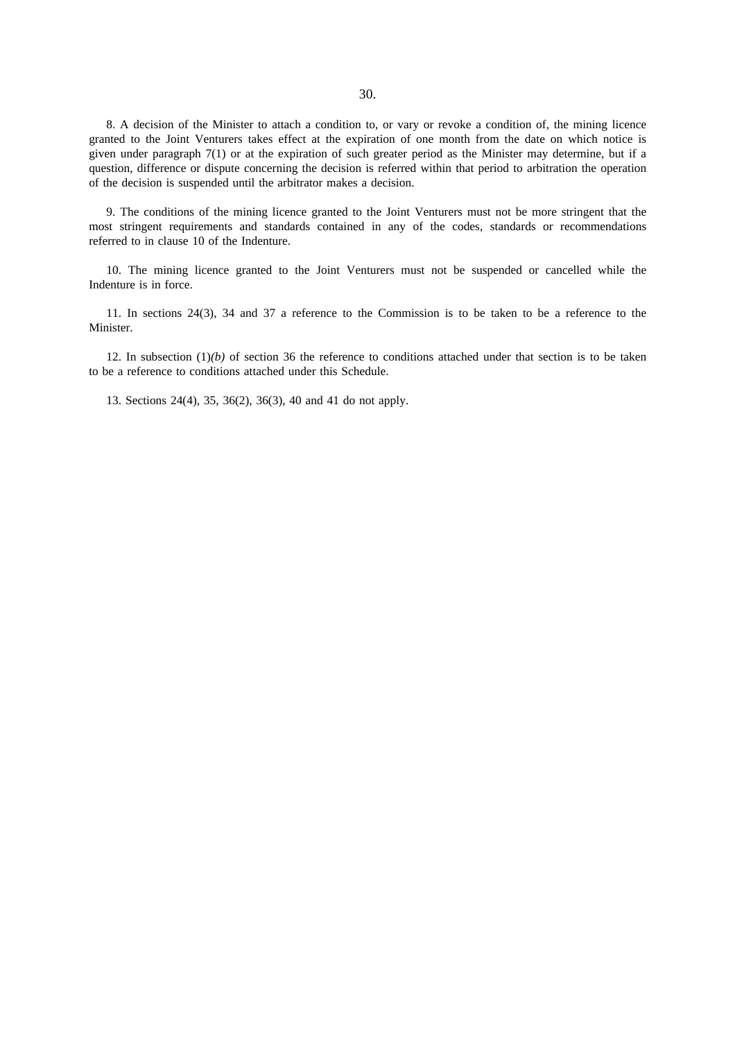8. A decision of the Minister to attach a condition to, or vary or revoke a condition of, the mining licence granted to the Joint Venturers takes effect at the expiration of one month from the date on which notice is given under paragraph 7(1) or at the expiration of such greater period as the Minister may determine, but if a question, difference or dispute concerning the decision is referred within that period to arbitration the operation of the decision is suspended until the arbitrator makes a decision.

9. The conditions of the mining licence granted to the Joint Venturers must not be more stringent that the most stringent requirements and standards contained in any of the codes, standards or recommendations referred to in clause 10 of the Indenture.

10. The mining licence granted to the Joint Venturers must not be suspended or cancelled while the Indenture is in force.

11. In sections 24(3), 34 and 37 a reference to the Commission is to be taken to be a reference to the Minister.

12. In subsection (1)*(b)* of section 36 the reference to conditions attached under that section is to be taken to be a reference to conditions attached under this Schedule.

13. Sections 24(4), 35, 36(2), 36(3), 40 and 41 do not apply.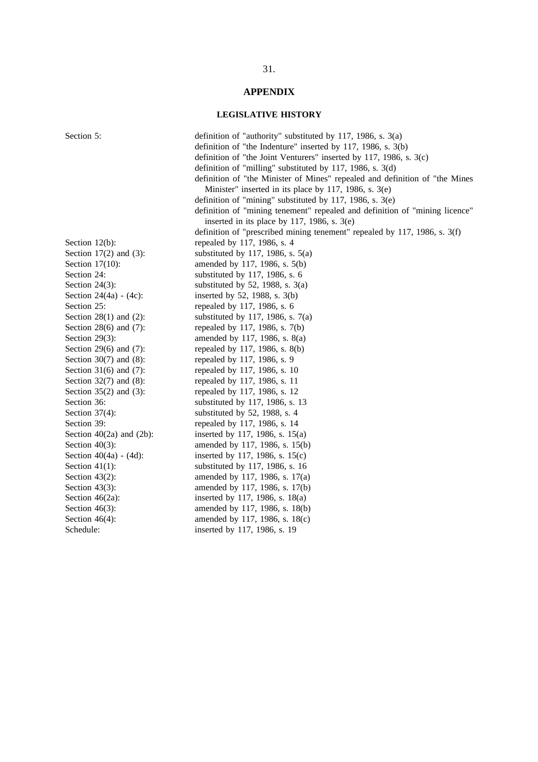## APPENDIX

### LEGISLATIVE HISTORY

| | |
|---|---|
| Section 5: | definition of "authority" substituted by 117, 1986, s. 3(a) |
| | definition of "the Indenture" inserted by 117, 1986, s. 3(b) |
| | definition of "the Joint Venturers" inserted by 117, 1986, s. 3(c) |
| | definition of "milling" substituted by 117, 1986, s. 3(d) |
| | definition of "the Minister of Mines" repealed and definition of "the Mines Minister" inserted in its place by 117, 1986, s. 3(e) |
| | definition of "mining" substituted by 117, 1986, s. 3(e) |
| | definition of "mining tenement" repealed and definition of "mining licence" inserted in its place by 117, 1986, s. 3(e) |
| | definition of "prescribed mining tenement" repealed by 117, 1986, s. 3(f) |
| Section 12(b): | repealed by 117, 1986, s. 4 |
| Section 17(2) and (3): | substituted by 117, 1986, s. 5(a) |
| Section 17(10): | amended by 117, 1986, s. 5(b) |
| Section 24: | substituted by 117, 1986, s. 6 |
| Section 24(3): | substituted by 52, 1988, s. 3(a) |
| Section 24(4a) - (4c): | inserted by 52, 1988, s. 3(b) |
| Section 25: | repealed by 117, 1986, s. 6 |
| Section 28(1) and (2): | substituted by 117, 1986, s. 7(a) |
| Section 28(6) and (7): | repealed by 117, 1986, s. 7(b) |
| Section 29(3): | amended by 117, 1986, s. 8(a) |
| Section 29(6) and (7): | repealed by 117, 1986, s. 8(b) |
| Section 30(7) and (8): | repealed by 117, 1986, s. 9 |
| Section 31(6) and (7): | repealed by 117, 1986, s. 10 |
| Section 32(7) and (8): | repealed by 117, 1986, s. 11 |
| Section 35(2) and (3): | repealed by 117, 1986, s. 12 |
| Section 36: | substituted by 117, 1986, s. 13 |
| Section 37(4): | substituted by 52, 1988, s. 4 |
| Section 39: | repealed by 117, 1986, s. 14 |
| Section 40(2a) and (2b): | inserted by 117, 1986, s. 15(a) |
| Section 40(3): | amended by 117, 1986, s. 15(b) |
| Section 40(4a) - (4d): | inserted by 117, 1986, s. 15(c) |
| Section 41(1): | substituted by 117, 1986, s. 16 |
| Section 43(2): | amended by 117, 1986, s. 17(a) |
| Section 43(3): | amended by 117, 1986, s. 17(b) |
| Section 46(2a): | inserted by 117, 1986, s. 18(a) |
| Section 46(3): | amended by 117, 1986, s. 18(b) |
| Section 46(4): | amended by 117, 1986, s. 18(c) |
| Schedule: | inserted by 117, 1986, s. 19 |